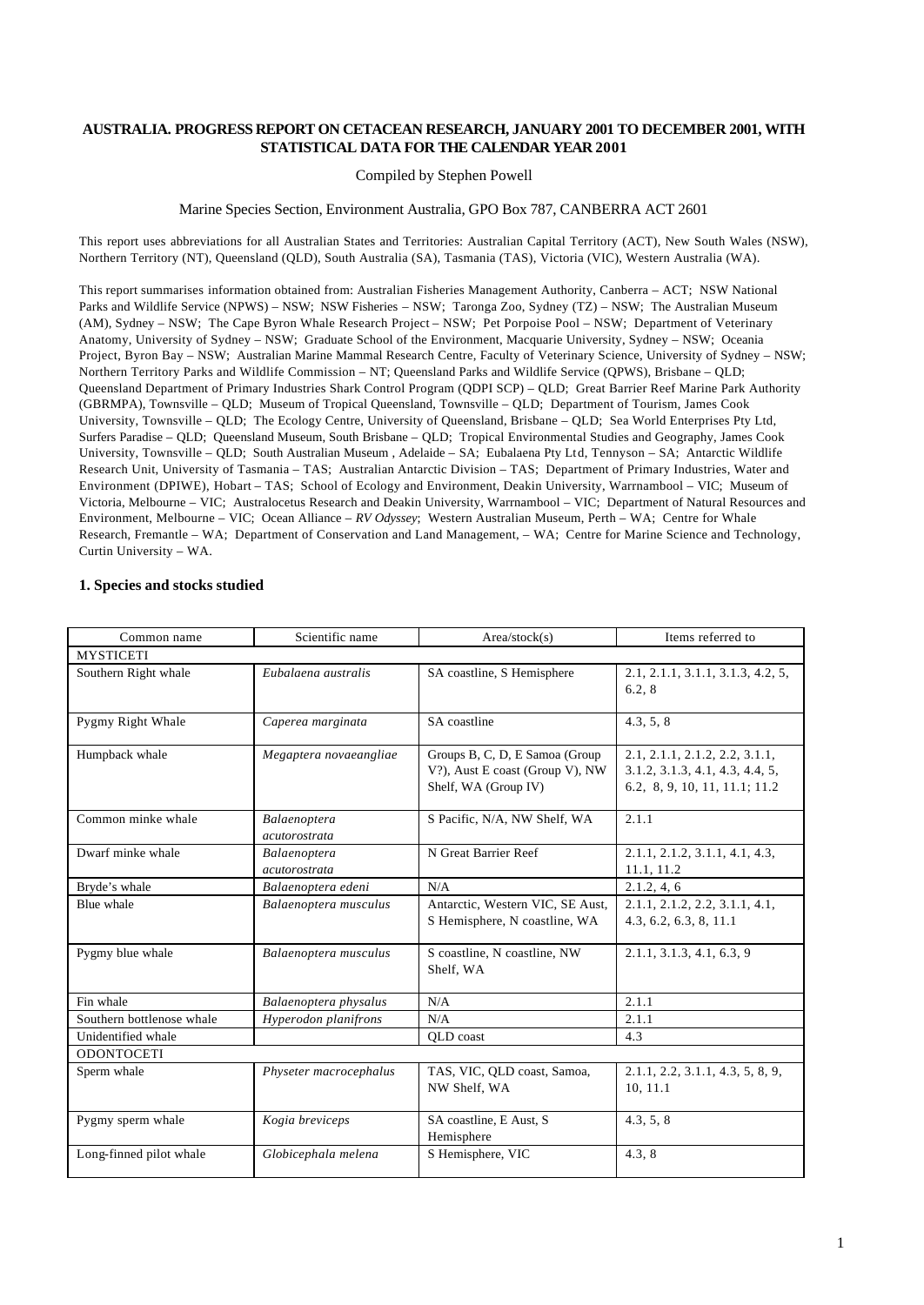# AUSTRALIA. PROGRESS REPORT ON CETACEAN RESEARCH, JANUARY 2001 TO DECEMBER 2001, WITH STATISTICAL DATA FOR THE CALENDAR YEAR 2001

Compiled by Stephen Powell

Marine Species Section, Environment Australia, GPO Box 787, CANBERRA ACT 2601

This report uses abbreviations for all Australian States and Territories: Australian Capital Territory (ACT), New South Wales (NSW), Northern Territory (NT), Queensland (QLD), South Australia (SA), Tasmania (TAS), Victoria (VIC), Western Australia (WA).

This report summarises information obtained from: Australian Fisheries Management Authority, Canberra – ACT; NSW National Parks and Wildlife Service (NPWS) – NSW; NSW Fisheries – NSW; Taronga Zoo, Sydney (TZ) – NSW; The Australian Museum (AM), Sydney – NSW; The Cape Byron Whale Research Project – NSW; Pet Porpoise Pool – NSW; Department of Veterinary Anatomy, University of Sydney – NSW; Graduate School of the Environment, Macquarie University, Sydney – NSW; Oceania Project, Byron Bay – NSW; Australian Marine Mammal Research Centre, Faculty of Veterinary Science, University of Sydney – NSW; Northern Territory Parks and Wildlife Commission – NT; Queensland Parks and Wildlife Service (QPWS), Brisbane – QLD; Queensland Department of Primary Industries Shark Control Program (QDPI SCP) – QLD; Great Barrier Reef Marine Park Authority (GBRMPA), Townsville – QLD; Museum of Tropical Queensland, Townsville – QLD; Department of Tourism, James Cook University, Townsville – QLD; The Ecology Centre, University of Queensland, Brisbane – QLD; Sea World Enterprises Pty Ltd, Surfers Paradise – QLD; Queensland Museum, South Brisbane – QLD; Tropical Environmental Studies and Geography, James Cook University, Townsville – QLD; South Australian Museum , Adelaide – SA; Eubalaena Pty Ltd, Tennyson – SA; Antarctic Wildlife Research Unit, University of Tasmania – TAS; Australian Antarctic Division – TAS; Department of Primary Industries, Water and Environment (DPIWE), Hobart – TAS; School of Ecology and Environment, Deakin University, Warrnambool – VIC; Museum of Victoria, Melbourne – VIC; Australocetus Research and Deakin University, Warrnambool – VIC; Department of Natural Resources and Environment, Melbourne – VIC; Ocean Alliance – *RV Odyssey*; Western Australian Museum, Perth – WA; Centre for Whale Research, Fremantle – WA; Department of Conservation and Land Management, – WA; Centre for Marine Science and Technology, Curtin University – WA.

## 1. Species and stocks studied

| Common name | Scientific name | Area/stock(s) | Items referred to |
|---|---|---|---|
| MYSTICETI | | | |
| Southern Right whale | *Eubalaena australis* | SA coastline, S Hemisphere | 2.1, 2.1.1, 3.1.1, 3.1.3, 4.2, 5, 6.2, 8 |
| Pygmy Right Whale | *Caperea marginata* | SA coastline | 4.3, 5, 8 |
| Humpback whale | *Megaptera novaeangliae* | Groups B, C, D, E Samoa (Group V?), Aust E coast (Group V), NW Shelf, WA (Group IV) | 2.1, 2.1.1, 2.1.2, 2.2, 3.1.1, 3.1.2, 3.1.3, 4.1, 4.3, 4.4, 5, 6.2, 8, 9, 10, 11, 11.1; 11.2 |
| Common minke whale | *Balaenoptera acutorostrata* | S Pacific, N/A, NW Shelf, WA | 2.1.1 |
| Dwarf minke whale | *Balaenoptera acutorostrata* | N Great Barrier Reef | 2.1.1, 2.1.2, 3.1.1, 4.1, 4.3, 11.1, 11.2 |
| Bryde's whale | *Balaenoptera edeni* | N/A | 2.1.2, 4, 6 |
| Blue whale | *Balaenoptera musculus* | Antarctic, Western VIC, SE Aust, S Hemisphere, N coastline, WA | 2.1.1, 2.1.2, 2.2, 3.1.1, 4.1, 4.3, 6.2, 6.3, 8, 11.1 |
| Pygmy blue whale | *Balaenoptera musculus* | S coastline, N coastline, NW Shelf, WA | 2.1.1, 3.1.3, 4.1, 6.3, 9 |
| Fin whale | *Balaenoptera physalus* | N/A | 2.1.1 |
| Southern bottlenose whale | *Hyperodon planifrons* | N/A | 2.1.1 |
| Unidentified whale | | QLD coast | 4.3 |
| ODONTOCETI | | | |
| Sperm whale | *Physeter macrocephalus* | TAS, VIC, QLD coast, Samoa, NW Shelf, WA | 2.1.1, 2.2, 3.1.1, 4.3, 5, 8, 9, 10, 11.1 |
| Pygmy sperm whale | *Kogia breviceps* | SA coastline, E Aust, S Hemisphere | 4.3, 5, 8 |
| Long-finned pilot whale | *Globicephala melena* | S Hemisphere, VIC | 4.3, 8 |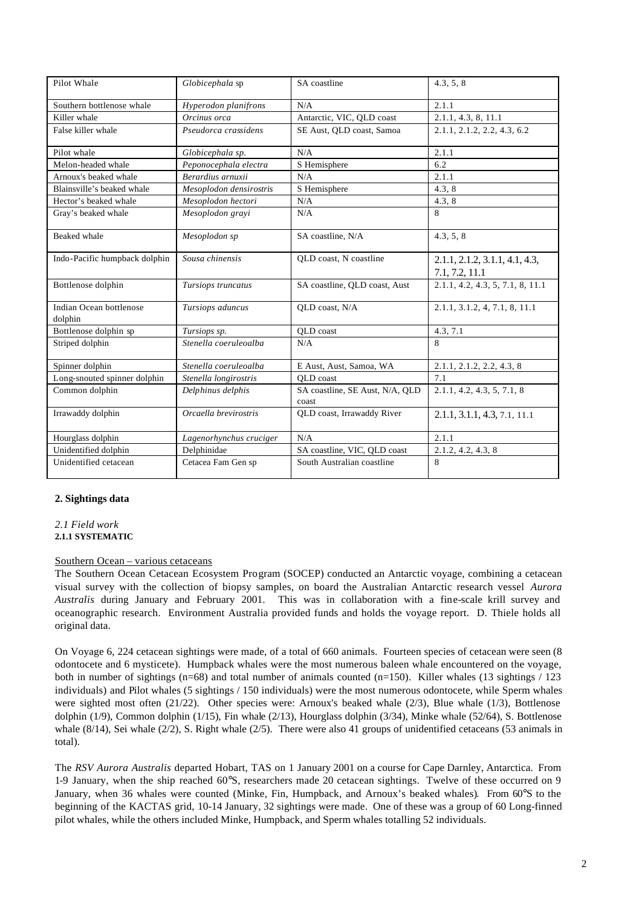| Pilot Whale | *Globicephala* sp | SA coastline | 4.3, 5, 8 |
|---|---|---|---|
| Southern bottlenose whale | *Hyperodon planifrons* | N/A | 2.1.1 |
| Killer whale | *Orcinus orca* | Antarctic, VIC, QLD coast | 2.1.1, 4.3, 8, 11.1 |
| False killer whale | *Pseudorca crassidens* | SE Aust, QLD coast, Samoa | 2.1.1, 2.1.2, 2.2, 4.3, 6.2 |
| Pilot whale | *Globicephala sp.* | N/A | 2.1.1 |
| Melon-headed whale | *Peponocephala electra* | S Hemisphere | 6.2 |
| Arnoux's beaked whale | *Berardius arnuxii* | N/A | 2.1.1 |
| Blainsville's beaked whale | *Mesoplodon densirostris* | S Hemisphere | 4.3, 8 |
| Hector's beaked whale | *Mesoplodon hectori* | N/A | 4.3, 8 |
| Gray's beaked whale | *Mesoplodon grayi* | N/A | 8 |
| Beaked whale | *Mesoplodon sp* | SA coastline, N/A | 4.3, 5, 8 |
| Indo-Pacific humpback dolphin | *Sousa chinensis* | QLD coast, N coastline | 2.1.1, 2.1.2, 3.1.1, 4.1, 4.3, 7.1, 7.2, 11.1 |
| Bottlenose dolphin | *Tursiops truncatus* | SA coastline, QLD coast, Aust | 2.1.1, 4.2, 4.3, 5, 7.1, 8, 11.1 |
| Indian Ocean bottlenose dolphin | *Tursiops aduncus* | QLD coast, N/A | 2.1.1, 3.1.2, 4, 7.1, 8, 11.1 |
| Bottlenose dolphin sp | *Tursiops sp.* | QLD coast | 4.3, 7.1 |
| Striped dolphin | *Stenella coeruleoalba* | N/A | 8 |
| Spinner dolphin | *Stenella coeruleoalba* | E Aust, Aust, Samoa, WA | 2.1.1, 2.1.2, 2.2, 4.3, 8 |
| Long-snouted spinner dolphin | *Stenella longirostris* | QLD coast | 7.1 |
| Common dolphin | *Delphinus delphis* | SA coastline, SE Aust, N/A, QLD coast | 2.1.1, 4.2, 4.3, 5, 7.1, 8 |
| Irrawaddy dolphin | *Orcaella brevirostris* | QLD coast, Irrawaddy River | 2.1.1, 3.1.1, 4.3, 7.1, 11.1 |
| Hourglass dolphin | *Lagenorhynchus cruciger* | N/A | 2.1.1 |
| Unidentified dolphin | Delphinidae | SA coastline, VIC, QLD coast | 2.1.2, 4.2, 4.3, 8 |
| Unidentified cetacean | Cetacea Fam Gen sp | South Australian coastline | 8 |

## 2. Sightings data

*2.1 Field work*

**2.1.1 SYSTEMATIC**

Southern Ocean – various cetaceans

The Southern Ocean Cetacean Ecosystem Program (SOCEP) conducted an Antarctic voyage, combining a cetacean visual survey with the collection of biopsy samples, on board the Australian Antarctic research vessel *Aurora Australis* during January and February 2001. This was in collaboration with a fine-scale krill survey and oceanographic research. Environment Australia provided funds and holds the voyage report. D. Thiele holds all original data.

On Voyage 6, 224 cetacean sightings were made, of a total of 660 animals. Fourteen species of cetacean were seen (8 odontocete and 6 mysticete). Humpback whales were the most numerous baleen whale encountered on the voyage, both in number of sightings (n=68) and total number of animals counted (n=150). Killer whales (13 sightings / 123 individuals) and Pilot whales (5 sightings / 150 individuals) were the most numerous odontocete, while Sperm whales were sighted most often (21/22). Other species were: Arnoux's beaked whale (2/3), Blue whale (1/3), Bottlenose dolphin (1/9), Common dolphin (1/15), Fin whale (2/13), Hourglass dolphin (3/34), Minke whale (52/64), S. Bottlenose whale (8/14), Sei whale (2/2), S. Right whale (2/5). There were also 41 groups of unidentified cetaceans (53 animals in total).

The *RSV Aurora Australis* departed Hobart, TAS on 1 January 2001 on a course for Cape Darnley, Antarctica. From 1-9 January, when the ship reached 60°S, researchers made 20 cetacean sightings. Twelve of these occurred on 9 January, when 36 whales were counted (Minke, Fin, Humpback, and Arnoux's beaked whales). From 60°S to the beginning of the KACTAS grid, 10-14 January, 32 sightings were made. One of these was a group of 60 Long-finned pilot whales, while the others included Minke, Humpback, and Sperm whales totalling 52 individuals.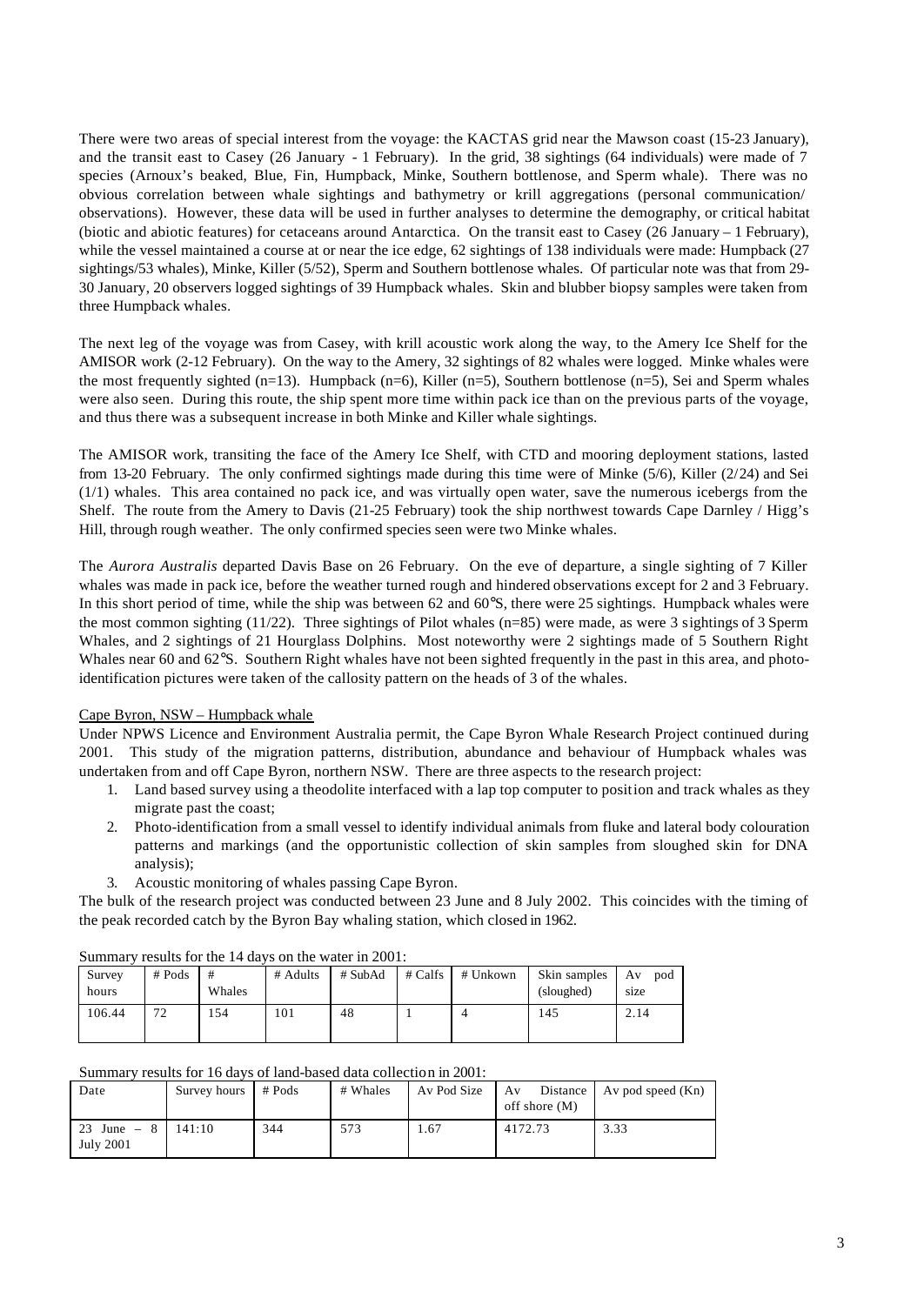There were two areas of special interest from the voyage: the KACTAS grid near the Mawson coast (15-23 January), and the transit east to Casey (26 January - 1 February). In the grid, 38 sightings (64 individuals) were made of 7 species (Arnoux's beaked, Blue, Fin, Humpback, Minke, Southern bottlenose, and Sperm whale). There was no obvious correlation between whale sightings and bathymetry or krill aggregations (personal communication/ observations). However, these data will be used in further analyses to determine the demography, or critical habitat (biotic and abiotic features) for cetaceans around Antarctica. On the transit east to Casey (26 January – 1 February), while the vessel maintained a course at or near the ice edge, 62 sightings of 138 individuals were made: Humpback (27 sightings/53 whales), Minke, Killer (5/52), Sperm and Southern bottlenose whales. Of particular note was that from 29-30 January, 20 observers logged sightings of 39 Humpback whales. Skin and blubber biopsy samples were taken from three Humpback whales.

The next leg of the voyage was from Casey, with krill acoustic work along the way, to the Amery Ice Shelf for the AMISOR work (2-12 February). On the way to the Amery, 32 sightings of 82 whales were logged. Minke whales were the most frequently sighted (n=13). Humpback (n=6), Killer (n=5), Southern bottlenose (n=5), Sei and Sperm whales were also seen. During this route, the ship spent more time within pack ice than on the previous parts of the voyage, and thus there was a subsequent increase in both Minke and Killer whale sightings.

The AMISOR work, transiting the face of the Amery Ice Shelf, with CTD and mooring deployment stations, lasted from 13-20 February. The only confirmed sightings made during this time were of Minke (5/6), Killer (2/24) and Sei (1/1) whales. This area contained no pack ice, and was virtually open water, save the numerous icebergs from the Shelf. The route from the Amery to Davis (21-25 February) took the ship northwest towards Cape Darnley / Higg's Hill, through rough weather. The only confirmed species seen were two Minke whales.

The *Aurora Australis* departed Davis Base on 26 February. On the eve of departure, a single sighting of 7 Killer whales was made in pack ice, before the weather turned rough and hindered observations except for 2 and 3 February. In this short period of time, while the ship was between 62 and 60°S, there were 25 sightings. Humpback whales were the most common sighting (11/22). Three sightings of Pilot whales (n=85) were made, as were 3 sightings of 3 Sperm Whales, and 2 sightings of 21 Hourglass Dolphins. Most noteworthy were 2 sightings made of 5 Southern Right Whales near 60 and 62°S. Southern Right whales have not been sighted frequently in the past in this area, and photo-identification pictures were taken of the callosity pattern on the heads of 3 of the whales.

Cape Byron, NSW – Humpback whale

Under NPWS Licence and Environment Australia permit, the Cape Byron Whale Research Project continued during 2001. This study of the migration patterns, distribution, abundance and behaviour of Humpback whales was undertaken from and off Cape Byron, northern NSW. There are three aspects to the research project:

1. Land based survey using a theodolite interfaced with a lap top computer to position and track whales as they migrate past the coast;
2. Photo-identification from a small vessel to identify individual animals from fluke and lateral body colouration patterns and markings (and the opportunistic collection of skin samples from sloughed skin for DNA analysis);
3. Acoustic monitoring of whales passing Cape Byron.

The bulk of the research project was conducted between 23 June and 8 July 2002. This coincides with the timing of the peak recorded catch by the Byron Bay whaling station, which closed in 1962.

Summary results for the 14 days on the water in 2001:

| Survey hours | # Pods | # Whales | # Adults | # SubAd | # Calfs | # Unkown | Skin samples (sloughed) | Av pod size |
|---|---|---|---|---|---|---|---|---|
| 106.44 | 72 | 154 | 101 | 48 | 1 | 4 | 145 | 2.14 |

Summary results for 16 days of land-based data collection in 2001:

| Date | Survey hours | # Pods | # Whales | Av Pod Size | Av Distance off shore (M) | Av pod speed (Kn) |
|---|---|---|---|---|---|---|
| 23 June – 8 July 2001 | 141:10 | 344 | 573 | 1.67 | 4172.73 | 3.33 |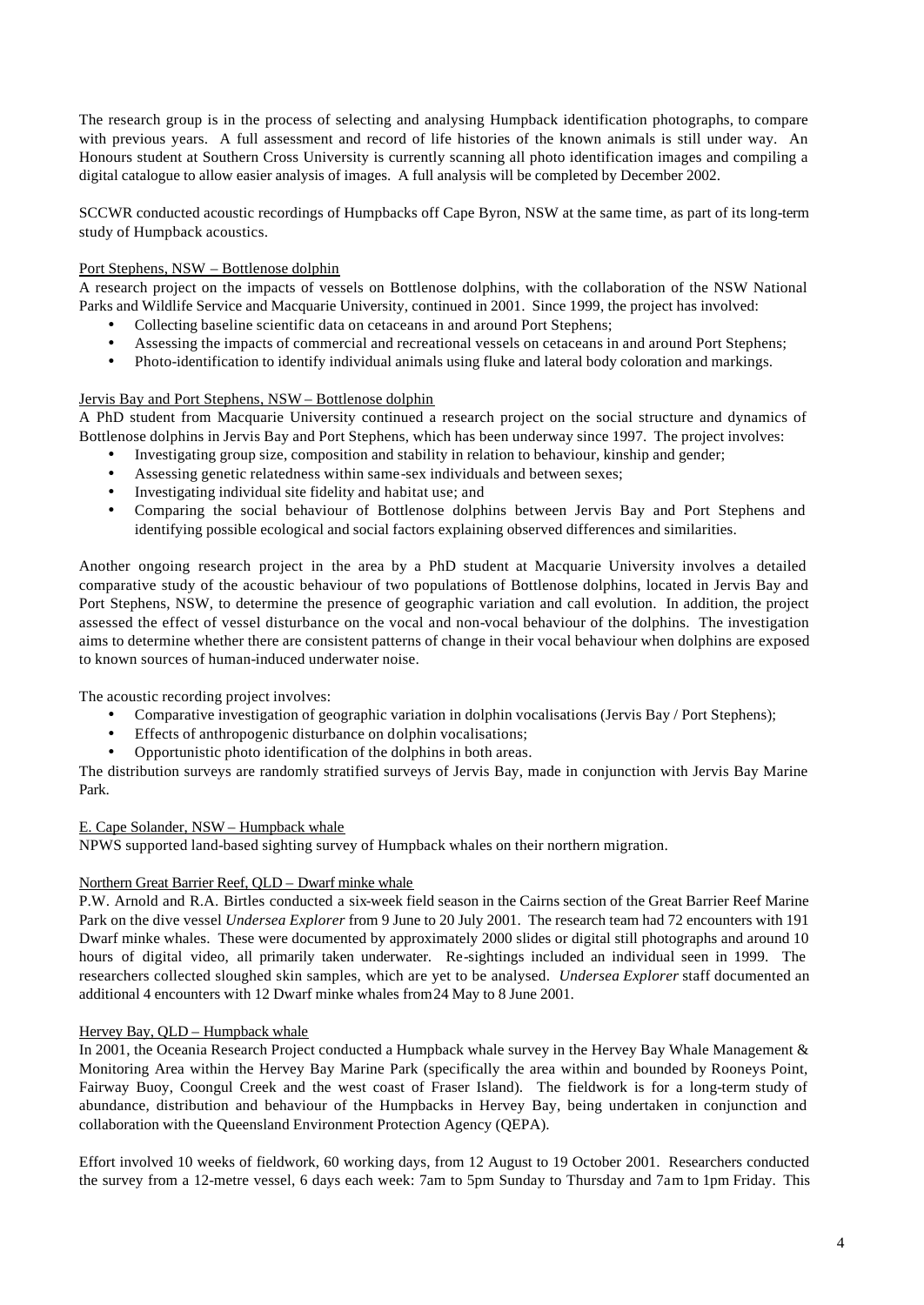The research group is in the process of selecting and analysing Humpback identification photographs, to compare with previous years. A full assessment and record of life histories of the known animals is still under way. An Honours student at Southern Cross University is currently scanning all photo identification images and compiling a digital catalogue to allow easier analysis of images. A full analysis will be completed by December 2002.

SCCWR conducted acoustic recordings of Humpbacks off Cape Byron, NSW at the same time, as part of its long-term study of Humpback acoustics.

<u>Port Stephens, NSW – Bottlenose dolphin</u>

A research project on the impacts of vessels on Bottlenose dolphins, with the collaboration of the NSW National Parks and Wildlife Service and Macquarie University, continued in 2001. Since 1999, the project has involved:

- Collecting baseline scientific data on cetaceans in and around Port Stephens;
- Assessing the impacts of commercial and recreational vessels on cetaceans in and around Port Stephens;
- Photo-identification to identify individual animals using fluke and lateral body coloration and markings.

<u>Jervis Bay and Port Stephens, NSW – Bottlenose dolphin</u>

A PhD student from Macquarie University continued a research project on the social structure and dynamics of Bottlenose dolphins in Jervis Bay and Port Stephens, which has been underway since 1997. The project involves:

- Investigating group size, composition and stability in relation to behaviour, kinship and gender;
- Assessing genetic relatedness within same-sex individuals and between sexes;
- Investigating individual site fidelity and habitat use; and
- Comparing the social behaviour of Bottlenose dolphins between Jervis Bay and Port Stephens and identifying possible ecological and social factors explaining observed differences and similarities.

Another ongoing research project in the area by a PhD student at Macquarie University involves a detailed comparative study of the acoustic behaviour of two populations of Bottlenose dolphins, located in Jervis Bay and Port Stephens, NSW, to determine the presence of geographic variation and call evolution. In addition, the project assessed the effect of vessel disturbance on the vocal and non-vocal behaviour of the dolphins. The investigation aims to determine whether there are consistent patterns of change in their vocal behaviour when dolphins are exposed to known sources of human-induced underwater noise.

The acoustic recording project involves:

- Comparative investigation of geographic variation in dolphin vocalisations (Jervis Bay / Port Stephens);
- Effects of anthropogenic disturbance on dolphin vocalisations;
- Opportunistic photo identification of the dolphins in both areas.

The distribution surveys are randomly stratified surveys of Jervis Bay, made in conjunction with Jervis Bay Marine Park.

<u>E. Cape Solander, NSW – Humpback whale</u>

NPWS supported land-based sighting survey of Humpback whales on their northern migration.

<u>Northern Great Barrier Reef, QLD – Dwarf minke whale</u>

P.W. Arnold and R.A. Birtles conducted a six-week field season in the Cairns section of the Great Barrier Reef Marine Park on the dive vessel *Undersea Explorer* from 9 June to 20 July 2001. The research team had 72 encounters with 191 Dwarf minke whales. These were documented by approximately 2000 slides or digital still photographs and around 10 hours of digital video, all primarily taken underwater. Re-sightings included an individual seen in 1999. The researchers collected sloughed skin samples, which are yet to be analysed. *Undersea Explorer* staff documented an additional 4 encounters with 12 Dwarf minke whales from 24 May to 8 June 2001.

<u>Hervey Bay, QLD – Humpback whale</u>

In 2001, the Oceania Research Project conducted a Humpback whale survey in the Hervey Bay Whale Management & Monitoring Area within the Hervey Bay Marine Park (specifically the area within and bounded by Rooneys Point, Fairway Buoy, Coongul Creek and the west coast of Fraser Island). The fieldwork is for a long-term study of abundance, distribution and behaviour of the Humpbacks in Hervey Bay, being undertaken in conjunction and collaboration with the Queensland Environment Protection Agency (QEPA).

Effort involved 10 weeks of fieldwork, 60 working days, from 12 August to 19 October 2001. Researchers conducted the survey from a 12-metre vessel, 6 days each week: 7am to 5pm Sunday to Thursday and 7am to 1pm Friday. This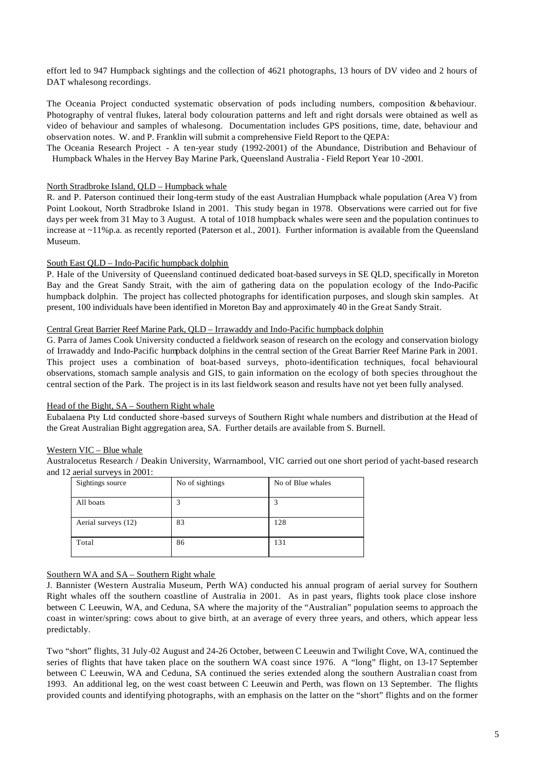effort led to 947 Humpback sightings and the collection of 4621 photographs, 13 hours of DV video and 2 hours of DAT whalesong recordings.

The Oceania Project conducted systematic observation of pods including numbers, composition & behaviour. Photography of ventral flukes, lateral body colouration patterns and left and right dorsals were obtained as well as video of behaviour and samples of whalesong. Documentation includes GPS positions, time, date, behaviour and observation notes. W. and P. Franklin will submit a comprehensive Field Report to the QEPA:

The Oceania Research Project - A ten-year study (1992-2001) of the Abundance, Distribution and Behaviour of Humpback Whales in the Hervey Bay Marine Park, Queensland Australia - Field Report Year 10 -2001.

North Stradbroke Island, QLD – Humpback whale

R. and P. Paterson continued their long-term study of the east Australian Humpback whale population (Area V) from Point Lookout, North Stradbroke Island in 2001. This study began in 1978. Observations were carried out for five days per week from 31 May to 3 August. A total of 1018 humpback whales were seen and the population continues to increase at ~11%p.a. as recently reported (Paterson et al., 2001). Further information is available from the Queensland Museum.

South East QLD – Indo-Pacific humpback dolphin

P. Hale of the University of Queensland continued dedicated boat-based surveys in SE QLD, specifically in Moreton Bay and the Great Sandy Strait, with the aim of gathering data on the population ecology of the Indo-Pacific humpback dolphin. The project has collected photographs for identification purposes, and slough skin samples. At present, 100 individuals have been identified in Moreton Bay and approximately 40 in the Great Sandy Strait.

Central Great Barrier Reef Marine Park, QLD – Irrawaddy and Indo-Pacific humpback dolphin

G. Parra of James Cook University conducted a fieldwork season of research on the ecology and conservation biology of Irrawaddy and Indo-Pacific humpback dolphins in the central section of the Great Barrier Reef Marine Park in 2001. This project uses a combination of boat-based surveys, photo-identification techniques, focal behavioural observations, stomach sample analysis and GIS, to gain information on the ecology of both species throughout the central section of the Park. The project is in its last fieldwork season and results have not yet been fully analysed.

Head of the Bight, SA – Southern Right whale

Eubalaena Pty Ltd conducted shore-based surveys of Southern Right whale numbers and distribution at the Head of the Great Australian Bight aggregation area, SA. Further details are available from S. Burnell.

Western VIC – Blue whale

Australocetus Research / Deakin University, Warrnambool, VIC carried out one short period of yacht-based research and 12 aerial surveys in 2001:

| Sightings source | No of sightings | No of Blue whales |
|---|---|---|
| All boats | 3 | 3 |
| Aerial surveys (12) | 83 | 128 |
| Total | 86 | 131 |

Southern WA and SA – Southern Right whale

J. Bannister (Western Australia Museum, Perth WA) conducted his annual program of aerial survey for Southern Right whales off the southern coastline of Australia in 2001. As in past years, flights took place close inshore between C Leeuwin, WA, and Ceduna, SA where the majority of the "Australian" population seems to approach the coast in winter/spring: cows about to give birth, at an average of every three years, and others, which appear less predictably.

Two "short" flights, 31 July-02 August and 24-26 October, between C Leeuwin and Twilight Cove, WA, continued the series of flights that have taken place on the southern WA coast since 1976. A "long" flight, on 13-17 September between C Leeuwin, WA and Ceduna, SA continued the series extended along the southern Australian coast from 1993. An additional leg, on the west coast between C Leeuwin and Perth, was flown on 13 September. The flights provided counts and identifying photographs, with an emphasis on the latter on the "short" flights and on the former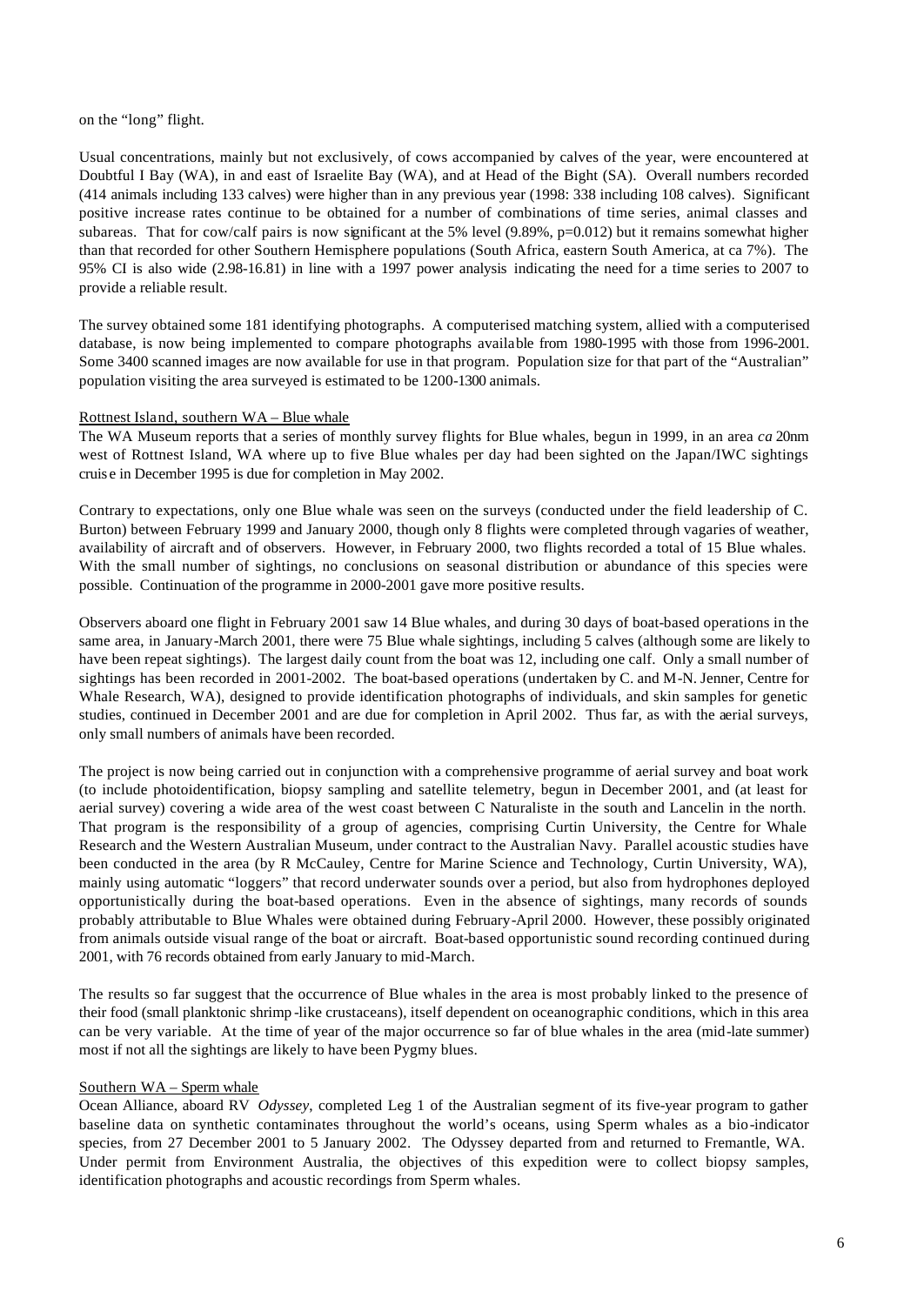on the "long" flight.

Usual concentrations, mainly but not exclusively, of cows accompanied by calves of the year, were encountered at Doubtful I Bay (WA), in and east of Israelite Bay (WA), and at Head of the Bight (SA). Overall numbers recorded (414 animals including 133 calves) were higher than in any previous year (1998: 338 including 108 calves). Significant positive increase rates continue to be obtained for a number of combinations of time series, animal classes and subareas. That for cow/calf pairs is now significant at the 5% level (9.89%, p=0.012) but it remains somewhat higher than that recorded for other Southern Hemisphere populations (South Africa, eastern South America, at ca 7%). The 95% CI is also wide (2.98-16.81) in line with a 1997 power analysis indicating the need for a time series to 2007 to provide a reliable result.

The survey obtained some 181 identifying photographs. A computerised matching system, allied with a computerised database, is now being implemented to compare photographs available from 1980-1995 with those from 1996-2001. Some 3400 scanned images are now available for use in that program. Population size for that part of the "Australian" population visiting the area surveyed is estimated to be 1200-1300 animals.

Rottnest Island, southern WA – Blue whale

The WA Museum reports that a series of monthly survey flights for Blue whales, begun in 1999, in an area *ca* 20nm west of Rottnest Island, WA where up to five Blue whales per day had been sighted on the Japan/IWC sightings cruise in December 1995 is due for completion in May 2002.

Contrary to expectations, only one Blue whale was seen on the surveys (conducted under the field leadership of C. Burton) between February 1999 and January 2000, though only 8 flights were completed through vagaries of weather, availability of aircraft and of observers. However, in February 2000, two flights recorded a total of 15 Blue whales. With the small number of sightings, no conclusions on seasonal distribution or abundance of this species were possible. Continuation of the programme in 2000-2001 gave more positive results.

Observers aboard one flight in February 2001 saw 14 Blue whales, and during 30 days of boat-based operations in the same area, in January-March 2001, there were 75 Blue whale sightings, including 5 calves (although some are likely to have been repeat sightings). The largest daily count from the boat was 12, including one calf. Only a small number of sightings has been recorded in 2001-2002. The boat-based operations (undertaken by C. and M-N. Jenner, Centre for Whale Research, WA), designed to provide identification photographs of individuals, and skin samples for genetic studies, continued in December 2001 and are due for completion in April 2002. Thus far, as with the aerial surveys, only small numbers of animals have been recorded.

The project is now being carried out in conjunction with a comprehensive programme of aerial survey and boat work (to include photoidentification, biopsy sampling and satellite telemetry, begun in December 2001, and (at least for aerial survey) covering a wide area of the west coast between C Naturaliste in the south and Lancelin in the north. That program is the responsibility of a group of agencies, comprising Curtin University, the Centre for Whale Research and the Western Australian Museum, under contract to the Australian Navy. Parallel acoustic studies have been conducted in the area (by R McCauley, Centre for Marine Science and Technology, Curtin University, WA), mainly using automatic "loggers" that record underwater sounds over a period, but also from hydrophones deployed opportunistically during the boat-based operations. Even in the absence of sightings, many records of sounds probably attributable to Blue Whales were obtained during February-April 2000. However, these possibly originated from animals outside visual range of the boat or aircraft. Boat-based opportunistic sound recording continued during 2001, with 76 records obtained from early January to mid-March.

The results so far suggest that the occurrence of Blue whales in the area is most probably linked to the presence of their food (small planktonic shrimp-like crustaceans), itself dependent on oceanographic conditions, which in this area can be very variable. At the time of year of the major occurrence so far of blue whales in the area (mid-late summer) most if not all the sightings are likely to have been Pygmy blues.

Southern WA – Sperm whale

Ocean Alliance, aboard RV *Odyssey*, completed Leg 1 of the Australian segment of its five-year program to gather baseline data on synthetic contaminates throughout the world's oceans, using Sperm whales as a bio-indicator species, from 27 December 2001 to 5 January 2002. The Odyssey departed from and returned to Fremantle, WA. Under permit from Environment Australia, the objectives of this expedition were to collect biopsy samples, identification photographs and acoustic recordings from Sperm whales.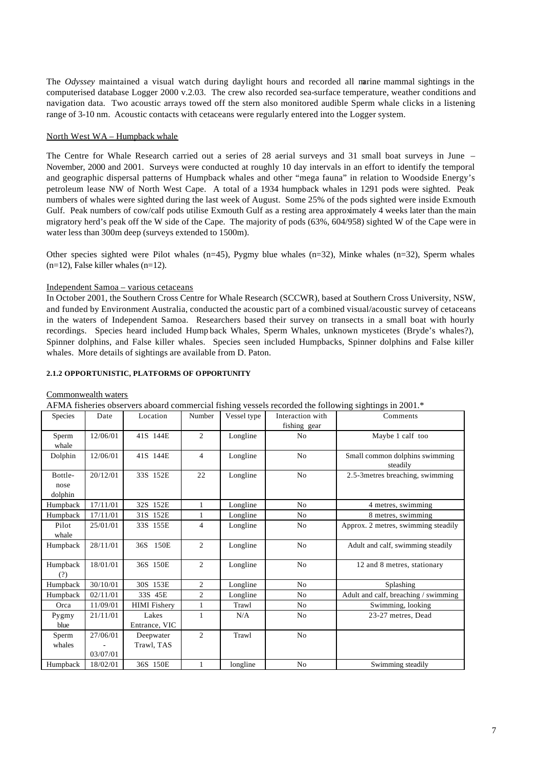The *Odyssey* maintained a visual watch during daylight hours and recorded all marine mammal sightings in the computerised database Logger 2000 v.2.03. The crew also recorded sea-surface temperature, weather conditions and navigation data. Two acoustic arrays towed off the stern also monitored audible Sperm whale clicks in a listening range of 3-10 nm. Acoustic contacts with cetaceans were regularly entered into the Logger system.

North West WA – Humpback whale

The Centre for Whale Research carried out a series of 28 aerial surveys and 31 small boat surveys in June – November, 2000 and 2001. Surveys were conducted at roughly 10 day intervals in an effort to identify the temporal and geographic dispersal patterns of Humpback whales and other "mega fauna" in relation to Woodside Energy's petroleum lease NW of North West Cape. A total of a 1934 humpback whales in 1291 pods were sighted. Peak numbers of whales were sighted during the last week of August. Some 25% of the pods sighted were inside Exmouth Gulf. Peak numbers of cow/calf pods utilise Exmouth Gulf as a resting area approximately 4 weeks later than the main migratory herd's peak off the W side of the Cape. The majority of pods (63%, 604/958) sighted W of the Cape were in water less than 300m deep (surveys extended to 1500m).

Other species sighted were Pilot whales (n=45), Pygmy blue whales (n=32), Minke whales (n=32), Sperm whales (n=12), False killer whales (n=12).

Independent Samoa – various cetaceans

In October 2001, the Southern Cross Centre for Whale Research (SCCWR), based at Southern Cross University, NSW, and funded by Environment Australia, conducted the acoustic part of a combined visual/acoustic survey of cetaceans in the waters of Independent Samoa. Researchers based their survey on transects in a small boat with hourly recordings. Species heard included Hump back Whales, Sperm Whales, unknown mysticetes (Bryde's whales?), Spinner dolphins, and False killer whales. Species seen included Humpbacks, Spinner dolphins and False killer whales. More details of sightings are available from D. Paton.

#### 2.1.2 OPPORTUNISTIC, PLATFORMS OF OPPORTUNITY

Commonwealth waters

AFMA fisheries observers aboard commercial fishing vessels recorded the following sightings in 2001.*

| Species | Date | Location | Number | Vessel type | Interaction with fishing gear | Comments |
|---|---|---|---|---|---|---|
| Sperm whale | 12/06/01 | 41S 144E | 2 | Longline | No | Maybe 1 calf too |
| Dolphin | 12/06/01 | 41S 144E | 4 | Longline | No | Small common dolphins swimming steadily |
| Bottle-nose dolphin | 20/12/01 | 33S 152E | 22 | Longline | No | 2.5-3metres breaching, swimming |
| Humpback | 17/11/01 | 32S 152E | 1 | Longline | No | 4 metres, swimming |
| Humpback | 17/11/01 | 31S 152E | 1 | Longline | No | 8 metres, swimming |
| Pilot whale | 25/01/01 | 33S 155E | 4 | Longline | No | Approx. 2 metres, swimming steadily |
| Humpback | 28/11/01 | 36S 150E | 2 | Longline | No | Adult and calf, swimming steadily |
| Humpback (?) | 18/01/01 | 36S 150E | 2 | Longline | No | 12 and 8 metres, stationary |
| Humpback | 30/10/01 | 30S 153E | 2 | Longline | No | Splashing |
| Humpback | 02/11/01 | 33S 45E | 2 | Longline | No | Adult and calf, breaching / swimming |
| Orca | 11/09/01 | HIMI Fishery | 1 | Trawl | No | Swimming, looking |
| Pygmy blue | 21/11/01 | Lakes Entrance, VIC | 1 | N/A | No | 23-27 metres, Dead |
| Sperm whales | 27/06/01 - 03/07/01 | Deepwater Trawl, TAS | 2 | Trawl | No | |
| Humpback | 18/02/01 | 36S 150E | 1 | longline | No | Swimming steadily |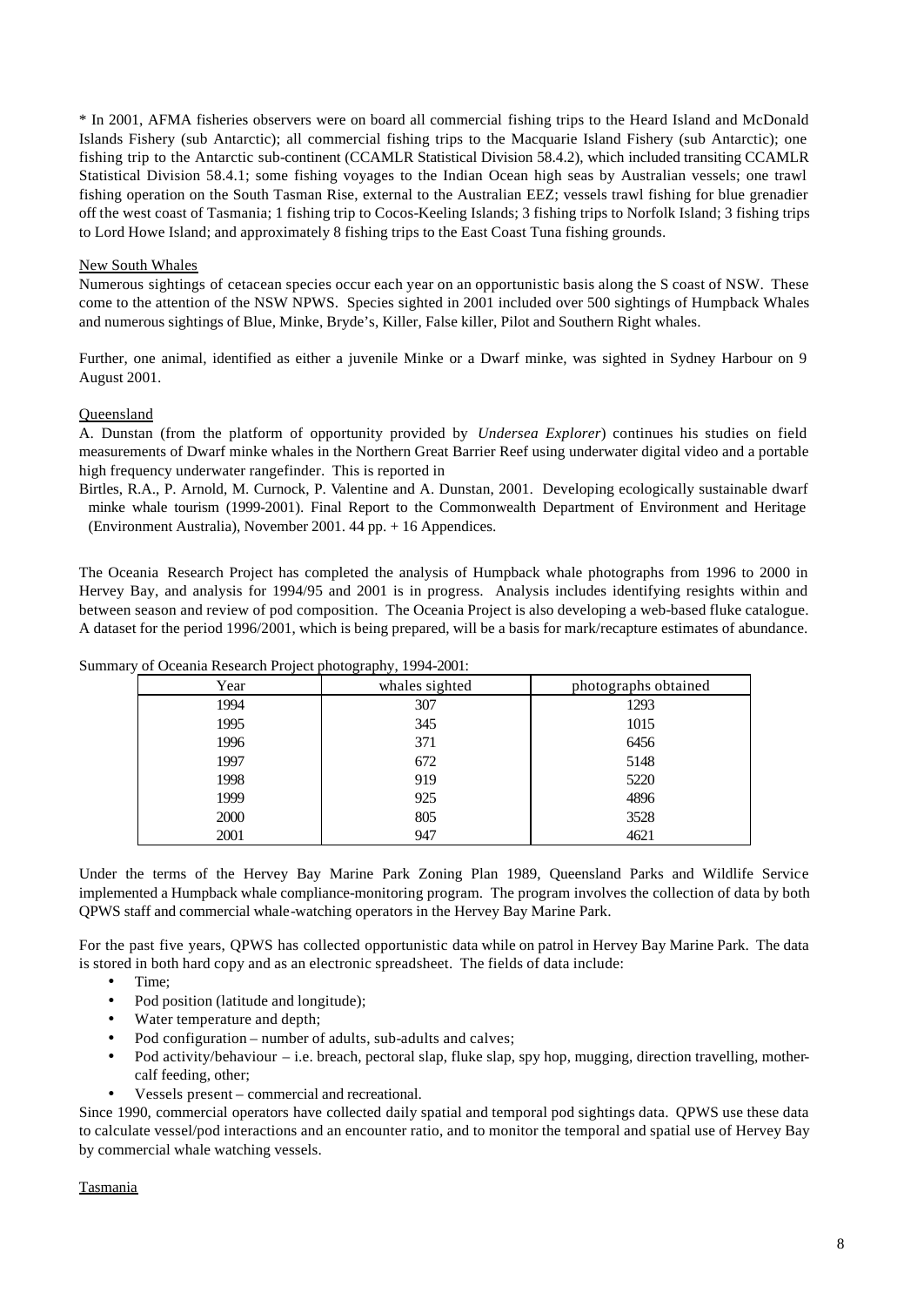* In 2001, AFMA fisheries observers were on board all commercial fishing trips to the Heard Island and McDonald Islands Fishery (sub Antarctic); all commercial fishing trips to the Macquarie Island Fishery (sub Antarctic); one fishing trip to the Antarctic sub-continent (CCAMLR Statistical Division 58.4.2), which included transiting CCAMLR Statistical Division 58.4.1; some fishing voyages to the Indian Ocean high seas by Australian vessels; one trawl fishing operation on the South Tasman Rise, external to the Australian EEZ; vessels trawl fishing for blue grenadier off the west coast of Tasmania; 1 fishing trip to Cocos-Keeling Islands; 3 fishing trips to Norfolk Island; 3 fishing trips to Lord Howe Island; and approximately 8 fishing trips to the East Coast Tuna fishing grounds.

New South Wales

Numerous sightings of cetacean species occur each year on an opportunistic basis along the S coast of NSW. These come to the attention of the NSW NPWS. Species sighted in 2001 included over 500 sightings of Humpback Whales and numerous sightings of Blue, Minke, Bryde's, Killer, False killer, Pilot and Southern Right whales.

Further, one animal, identified as either a juvenile Minke or a Dwarf minke, was sighted in Sydney Harbour on 9 August 2001.

Queensland

A. Dunstan (from the platform of opportunity provided by *Undersea Explorer*) continues his studies on field measurements of Dwarf minke whales in the Northern Great Barrier Reef using underwater digital video and a portable high frequency underwater rangefinder. This is reported in

Birtles, R.A., P. Arnold, M. Curnock, P. Valentine and A. Dunstan, 2001. Developing ecologically sustainable dwarf minke whale tourism (1999-2001). Final Report to the Commonwealth Department of Environment and Heritage (Environment Australia), November 2001. 44 pp. + 16 Appendices.

The Oceania Research Project has completed the analysis of Humpback whale photographs from 1996 to 2000 in Hervey Bay, and analysis for 1994/95 and 2001 is in progress. Analysis includes identifying resights within and between season and review of pod composition. The Oceania Project is also developing a web-based fluke catalogue. A dataset for the period 1996/2001, which is being prepared, will be a basis for mark/recapture estimates of abundance.

Summary of Oceania Research Project photography, 1994-2001:

| Year | whales sighted | photographs obtained |
|---|---|---|
| 1994 | 307 | 1293 |
| 1995 | 345 | 1015 |
| 1996 | 371 | 6456 |
| 1997 | 672 | 5148 |
| 1998 | 919 | 5220 |
| 1999 | 925 | 4896 |
| 2000 | 805 | 3528 |
| 2001 | 947 | 4621 |

Under the terms of the Hervey Bay Marine Park Zoning Plan 1989, Queensland Parks and Wildlife Service implemented a Humpback whale compliance-monitoring program. The program involves the collection of data by both QPWS staff and commercial whale-watching operators in the Hervey Bay Marine Park.

For the past five years, QPWS has collected opportunistic data while on patrol in Hervey Bay Marine Park. The data is stored in both hard copy and as an electronic spreadsheet. The fields of data include:

- Time;
- Pod position (latitude and longitude);
- Water temperature and depth;
- Pod configuration – number of adults, sub-adults and calves;
- Pod activity/behaviour – i.e. breach, pectoral slap, fluke slap, spy hop, mugging, direction travelling, mother-calf feeding, other;
- Vessels present – commercial and recreational.

Since 1990, commercial operators have collected daily spatial and temporal pod sightings data. QPWS use these data to calculate vessel/pod interactions and an encounter ratio, and to monitor the temporal and spatial use of Hervey Bay by commercial whale watching vessels.

Tasmania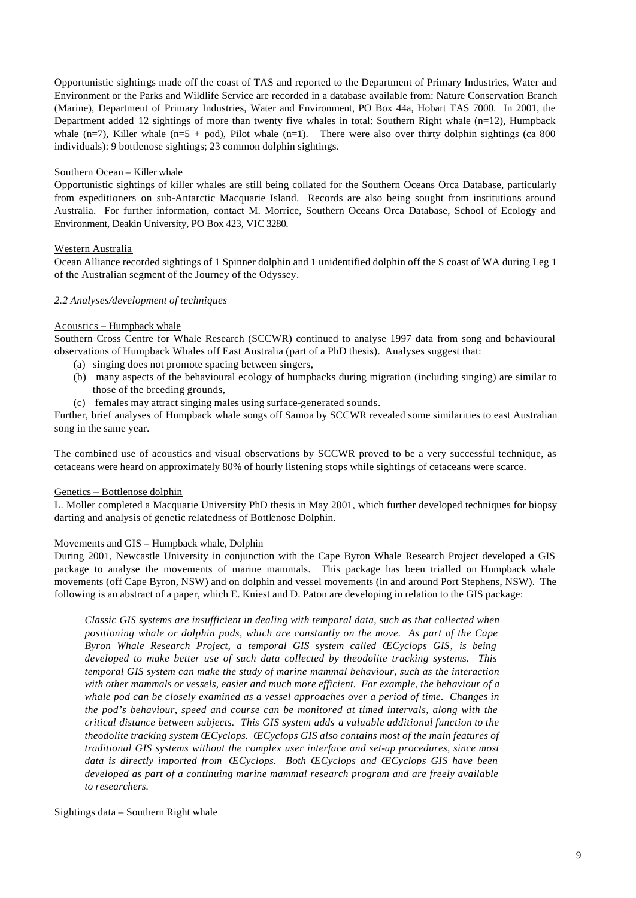Opportunistic sightings made off the coast of TAS and reported to the Department of Primary Industries, Water and Environment or the Parks and Wildlife Service are recorded in a database available from: Nature Conservation Branch (Marine), Department of Primary Industries, Water and Environment, PO Box 44a, Hobart TAS 7000. In 2001, the Department added 12 sightings of more than twenty five whales in total: Southern Right whale (n=12), Humpback whale (n=7), Killer whale (n=5 + pod), Pilot whale (n=1). There were also over thirty dolphin sightings (ca 800 individuals): 9 bottlenose sightings; 23 common dolphin sightings.

Southern Ocean – Killer whale

Opportunistic sightings of killer whales are still being collated for the Southern Oceans Orca Database, particularly from expeditioners on sub-Antarctic Macquarie Island. Records are also being sought from institutions around Australia. For further information, contact M. Morrice, Southern Oceans Orca Database, School of Ecology and Environment, Deakin University, PO Box 423, VIC 3280.

Western Australia

Ocean Alliance recorded sightings of 1 Spinner dolphin and 1 unidentified dolphin off the S coast of WA during Leg 1 of the Australian segment of the Journey of the Odyssey.

*2.2 Analyses/development of techniques*

Acoustics – Humpback whale

Southern Cross Centre for Whale Research (SCCWR) continued to analyse 1997 data from song and behavioural observations of Humpback Whales off East Australia (part of a PhD thesis). Analyses suggest that:

(a) singing does not promote spacing between singers,
(b) many aspects of the behavioural ecology of humpbacks during migration (including singing) are similar to those of the breeding grounds,
(c) females may attract singing males using surface-generated sounds.

Further, brief analyses of Humpback whale songs off Samoa by SCCWR revealed some similarities to east Australian song in the same year.

The combined use of acoustics and visual observations by SCCWR proved to be a very successful technique, as cetaceans were heard on approximately 80% of hourly listening stops while sightings of cetaceans were scarce.

Genetics – Bottlenose dolphin

L. Moller completed a Macquarie University PhD thesis in May 2001, which further developed techniques for biopsy darting and analysis of genetic relatedness of Bottlenose Dolphin.

Movements and GIS – Humpback whale, Dolphin

During 2001, Newcastle University in conjunction with the Cape Byron Whale Research Project developed a GIS package to analyse the movements of marine mammals. This package has been trialled on Humpback whale movements (off Cape Byron, NSW) and on dolphin and vessel movements (in and around Port Stephens, NSW). The following is an abstract of a paper, which E. Kniest and D. Paton are developing in relation to the GIS package:

> *Classic GIS systems are insufficient in dealing with temporal data, such as that collected when positioning whale or dolphin pods, which are constantly on the move. As part of the Cape Byron Whale Research Project, a temporal GIS system called ŒCyclops GIS, is being developed to make better use of such data collected by theodolite tracking systems. This temporal GIS system can make the study of marine mammal behaviour, such as the interaction with other mammals or vessels, easier and much more efficient. For example, the behaviour of a whale pod can be closely examined as a vessel approaches over a period of time. Changes in the pod's behaviour, speed and course can be monitored at timed intervals, along with the critical distance between subjects. This GIS system adds a valuable additional function to the theodolite tracking system ŒCyclops. ŒCyclops GIS also contains most of the main features of traditional GIS systems without the complex user interface and set-up procedures, since most data is directly imported from ŒCyclops. Both ŒCyclops and ŒCyclops GIS have been developed as part of a continuing marine mammal research program and are freely available to researchers.*

Sightings data – Southern Right whale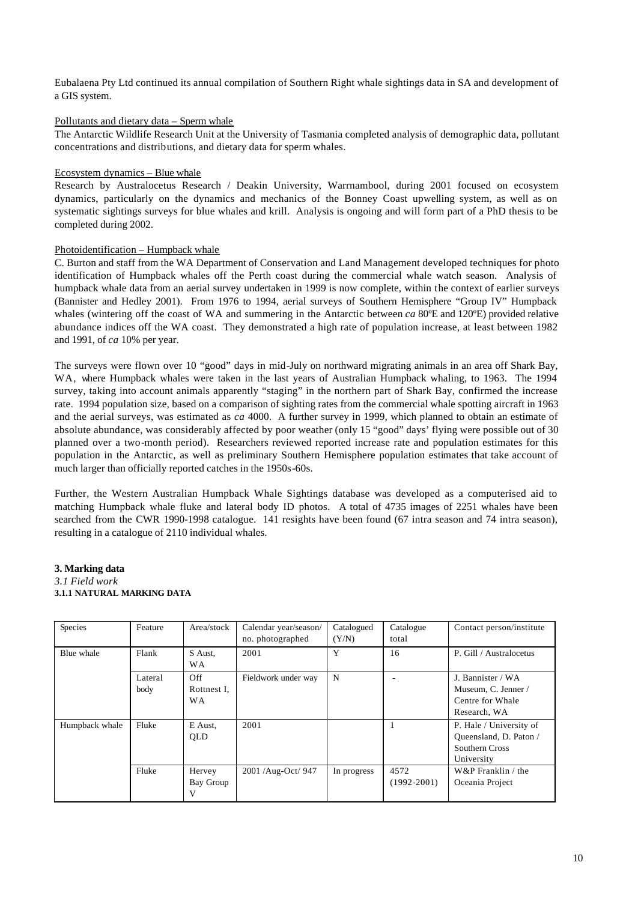Eubalaena Pty Ltd continued its annual compilation of Southern Right whale sightings data in SA and development of a GIS system.

Pollutants and dietary data – Sperm whale

The Antarctic Wildlife Research Unit at the University of Tasmania completed analysis of demographic data, pollutant concentrations and distributions, and dietary data for sperm whales.

Ecosystem dynamics – Blue whale

Research by Australocetus Research / Deakin University, Warrnambool, during 2001 focused on ecosystem dynamics, particularly on the dynamics and mechanics of the Bonney Coast upwelling system, as well as on systematic sightings surveys for blue whales and krill. Analysis is ongoing and will form part of a PhD thesis to be completed during 2002.

Photoidentification – Humpback whale

C. Burton and staff from the WA Department of Conservation and Land Management developed techniques for photo identification of Humpback whales off the Perth coast during the commercial whale watch season. Analysis of humpback whale data from an aerial survey undertaken in 1999 is now complete, within the context of earlier surveys (Bannister and Hedley 2001). From 1976 to 1994, aerial surveys of Southern Hemisphere "Group IV" Humpback whales (wintering off the coast of WA and summering in the Antarctic between *ca* 80ºE and 120ºE) provided relative abundance indices off the WA coast. They demonstrated a high rate of population increase, at least between 1982 and 1991, of *ca* 10% per year.

The surveys were flown over 10 "good" days in mid-July on northward migrating animals in an area off Shark Bay, WA, where Humpback whales were taken in the last years of Australian Humpback whaling, to 1963. The 1994 survey, taking into account animals apparently "staging" in the northern part of Shark Bay, confirmed the increase rate. 1994 population size, based on a comparison of sighting rates from the commercial whale spotting aircraft in 1963 and the aerial surveys, was estimated as *ca* 4000. A further survey in 1999, which planned to obtain an estimate of absolute abundance, was considerably affected by poor weather (only 15 "good" days' flying were possible out of 30 planned over a two-month period). Researchers reviewed reported increase rate and population estimates for this population in the Antarctic, as well as preliminary Southern Hemisphere population estimates that take account of much larger than officially reported catches in the 1950s-60s.

Further, the Western Australian Humpback Whale Sightings database was developed as a computerised aid to matching Humpback whale fluke and lateral body ID photos. A total of 4735 images of 2251 whales have been searched from the CWR 1990-1998 catalogue. 141 resights have been found (67 intra season and 74 intra season), resulting in a catalogue of 2110 individual whales.

### 3. Marking data

*3.1 Field work*

**3.1.1 NATURAL MARKING DATA**

| Species | Feature | Area/stock | Calendar year/season/ no. photographed | Catalogued (Y/N) | Catalogue total | Contact person/institute |
|---|---|---|---|---|---|---|
| Blue whale | Flank | S Aust, WA | 2001 | Y | 16 | P. Gill / Australocetus |
| | Lateral body | Off Rottnest I, WA | Fieldwork under way | N | - | J. Bannister / WA Museum, C. Jenner / Centre for Whale Research, WA |
| Humpback whale | Fluke | E Aust, QLD | 2001 | | 1 | P. Hale / University of Queensland, D. Paton / Southern Cross University |
| | Fluke | Hervey Bay Group V | 2001 /Aug-Oct/ 947 | In progress | 4572 (1992-2001) | W&P Franklin / the Oceania Project |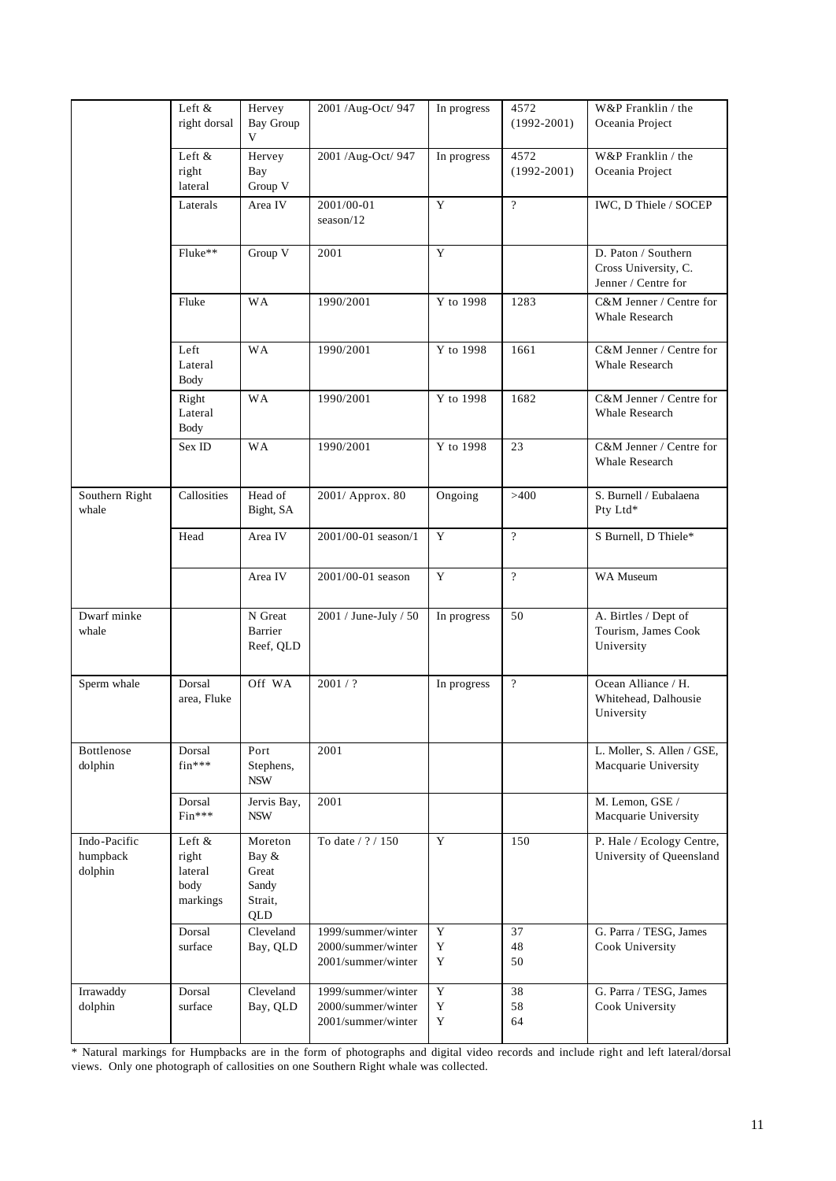| | | | | | | |
|---|---|---|---|---|---|---|
| | Left & right dorsal | Hervey Bay Group V | 2001 /Aug-Oct/ 947 | In progress | 4572 (1992-2001) | W&P Franklin / the Oceania Project |
| | Left & right lateral | Hervey Bay Group V | 2001 /Aug-Oct/ 947 | In progress | 4572 (1992-2001) | W&P Franklin / the Oceania Project |
| | Laterals | Area IV | 2001/00-01 season/12 | Y | ? | IWC, D Thiele / SOCEP |
| | Fluke** | Group V | 2001 | Y | | D. Paton / Southern Cross University, C. Jenner / Centre for |
| | Fluke | WA | 1990/2001 | Y to 1998 | 1283 | C&M Jenner / Centre for Whale Research |
| | Left Lateral Body | WA | 1990/2001 | Y to 1998 | 1661 | C&M Jenner / Centre for Whale Research |
| | Right Lateral Body | WA | 1990/2001 | Y to 1998 | 1682 | C&M Jenner / Centre for Whale Research |
| | Sex ID | WA | 1990/2001 | Y to 1998 | 23 | C&M Jenner / Centre for Whale Research |
| Southern Right whale | Callosities | Head of Bight, SA | 2001/ Approx. 80 | Ongoing | >400 | S. Burnell / Eubalaena Pty Ltd* |
| | Head | Area IV | 2001/00-01 season/1 | Y | ? | S Burnell, D Thiele* |
| | | Area IV | 2001/00-01 season | Y | ? | WA Museum |
| Dwarf minke whale | | N Great Barrier Reef, QLD | 2001 / June-July / 50 | In progress | 50 | A. Birtles / Dept of Tourism, James Cook University |
| Sperm whale | Dorsal area, Fluke | Off WA | 2001 / ? | In progress | ? | Ocean Alliance / H. Whitehead, Dalhousie University |
| Bottlenose dolphin | Dorsal fin*** | Port Stephens, NSW | 2001 | | | L. Moller, S. Allen / GSE, Macquarie University |
| | Dorsal Fin*** | Jervis Bay, NSW | 2001 | | | M. Lemon, GSE / Macquarie University |
| Indo-Pacific humpback dolphin | Left & right lateral body markings | Moreton Bay & Great Sandy Strait, QLD | To date / ? / 150 | Y | 150 | P. Hale / Ecology Centre, University of Queensland |
| | Dorsal surface | Cleveland Bay, QLD | 1999/summer/winter<br>2000/summer/winter<br>2001/summer/winter | Y<br>Y<br>Y | 37<br>48<br>50 | G. Parra / TESG, James Cook University |
| Irrawaddy dolphin | Dorsal surface | Cleveland Bay, QLD | 1999/summer/winter<br>2000/summer/winter<br>2001/summer/winter | Y<br>Y<br>Y | 38<br>58<br>64 | G. Parra / TESG, James Cook University |

\* Natural markings for Humpbacks are in the form of photographs and digital video records and include right and left lateral/dorsal views. Only one photograph of callosities on one Southern Right whale was collected.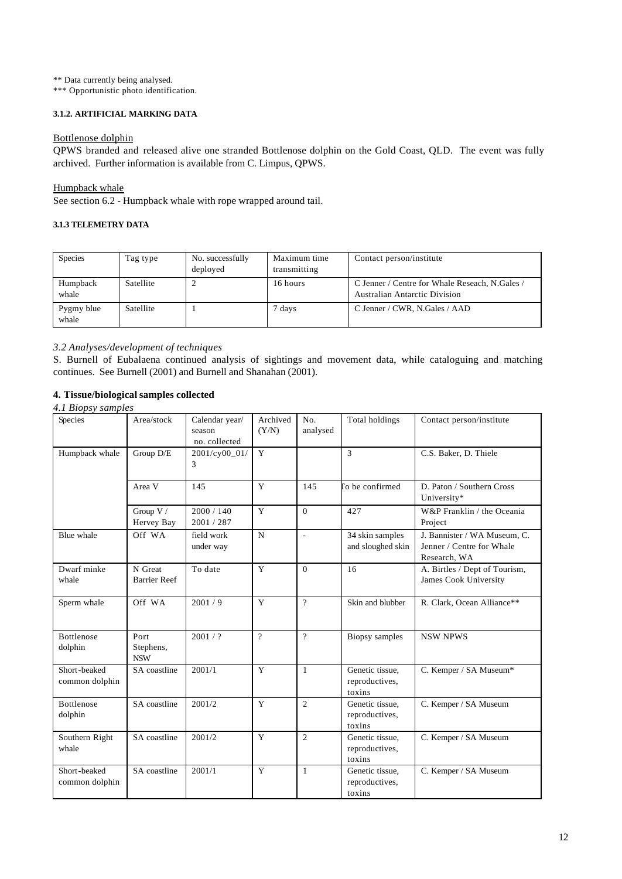** Data currently being analysed.
*** Opportunistic photo identification.

#### 3.1.2. ARTIFICIAL MARKING DATA

Bottlenose dolphin

QPWS branded and released alive one stranded Bottlenose dolphin on the Gold Coast, QLD. The event was fully archived. Further information is available from C. Limpus, QPWS.

Humpback whale

See section 6.2 - Humpback whale with rope wrapped around tail.

#### 3.1.3 TELEMETRY DATA

| Species | Tag type | No. successfully deployed | Maximum time transmitting | Contact person/institute |
|---|---|---|---|---|
| Humpback whale | Satellite | 2 | 16 hours | C Jenner / Centre for Whale Reseach, N.Gales / Australian Antarctic Division |
| Pygmy blue whale | Satellite | 1 | 7 days | C Jenner / CWR, N.Gales / AAD |

*3.2 Analyses/development of techniques*

S. Burnell of Eubalaena continued analysis of sightings and movement data, while cataloguing and matching continues. See Burnell (2001) and Burnell and Shanahan (2001).

### 4. Tissue/biological samples collected

*4.1 Biopsy samples*

| Species | Area/stock | Calendar year/ season no. collected | Archived (Y/N) | No. analysed | Total holdings | Contact person/institute |
|---|---|---|---|---|---|---|
| Humpback whale | Group D/E | 2001/cy00_01/ 3 | Y | | 3 | C.S. Baker, D. Thiele |
| | Area V | 145 | Y | 145 | To be confirmed | D. Paton / Southern Cross University* |
| | Group V / Hervey Bay | 2000 / 140<br>2001 / 287 | Y | 0 | 427 | W&P Franklin / the Oceania Project |
| Blue whale | Off WA | field work under way | N | - | 34 skin samples and sloughed skin | J. Bannister / WA Museum, C. Jenner / Centre for Whale Research, WA |
| Dwarf minke whale | N Great Barrier Reef | To date | Y | 0 | 16 | A. Birtles / Dept of Tourism, James Cook University |
| Sperm whale | Off WA | 2001 / 9 | Y | ? | Skin and blubber | R. Clark, Ocean Alliance** |
| Bottlenose dolphin | Port Stephens, NSW | 2001 / ? | ? | ? | Biopsy samples | NSW NPWS |
| Short-beaked common dolphin | SA coastline | 2001/1 | Y | 1 | Genetic tissue, reproductives, toxins | C. Kemper / SA Museum* |
| Bottlenose dolphin | SA coastline | 2001/2 | Y | 2 | Genetic tissue, reproductives, toxins | C. Kemper / SA Museum |
| Southern Right whale | SA coastline | 2001/2 | Y | 2 | Genetic tissue, reproductives, toxins | C. Kemper / SA Museum |
| Short-beaked common dolphin | SA coastline | 2001/1 | Y | 1 | Genetic tissue, reproductives, toxins | C. Kemper / SA Museum |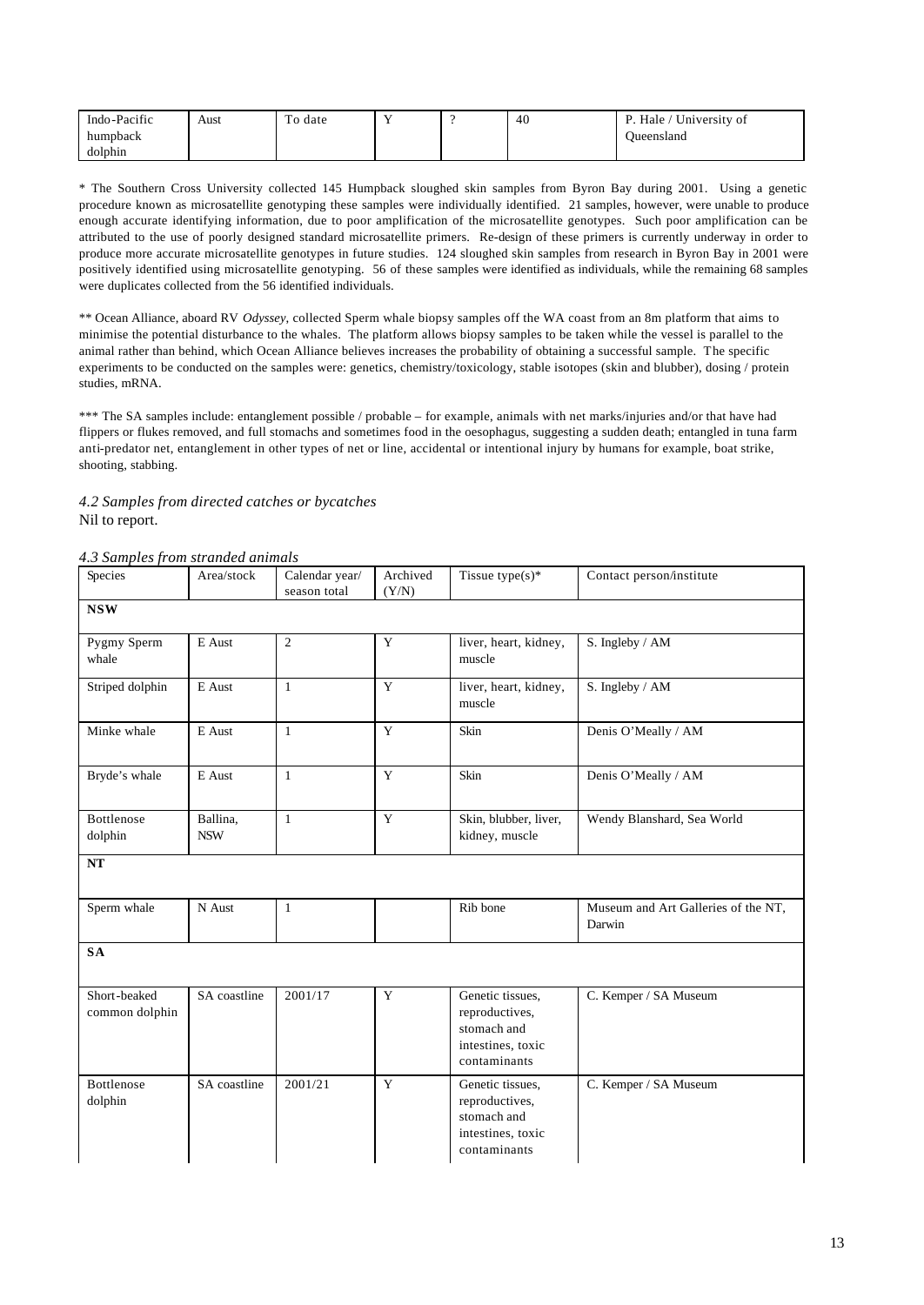| Indo-Pacific humpback dolphin | Aust | To date | Y | ? | 40 | P. Hale / University of Queensland |
|---|---|---|---|---|---|---|

* The Southern Cross University collected 145 Humpback sloughed skin samples from Byron Bay during 2001. Using a genetic procedure known as microsatellite genotyping these samples were individually identified. 21 samples, however, were unable to produce enough accurate identifying information, due to poor amplification of the microsatellite genotypes. Such poor amplification can be attributed to the use of poorly designed standard microsatellite primers. Re-design of these primers is currently underway in order to produce more accurate microsatellite genotypes in future studies. 124 sloughed skin samples from research in Byron Bay in 2001 were positively identified using microsatellite genotyping. 56 of these samples were identified as individuals, while the remaining 68 samples were duplicates collected from the 56 identified individuals.

** Ocean Alliance, aboard RV *Odyssey*, collected Sperm whale biopsy samples off the WA coast from an 8m platform that aims to minimise the potential disturbance to the whales. The platform allows biopsy samples to be taken while the vessel is parallel to the animal rather than behind, which Ocean Alliance believes increases the probability of obtaining a successful sample. The specific experiments to be conducted on the samples were: genetics, chemistry/toxicology, stable isotopes (skin and blubber), dosing / protein studies, mRNA.

*** The SA samples include: entanglement possible / probable – for example, animals with net marks/injuries and/or that have had flippers or flukes removed, and full stomachs and sometimes food in the oesophagus, suggesting a sudden death; entangled in tuna farm anti-predator net, entanglement in other types of net or line, accidental or intentional injury by humans for example, boat strike, shooting, stabbing.

*4.2 Samples from directed catches or bycatches*

Nil to report.

*4.3 Samples from stranded animals*

| Species | Area/stock | Calendar year/ season total | Archived (Y/N) | Tissue type(s)* | Contact person/institute |
|---|---|---|---|---|---|
| **NSW** | | | | | |
| Pygmy Sperm whale | E Aust | 2 | Y | liver, heart, kidney, muscle | S. Ingleby / AM |
| Striped dolphin | E Aust | 1 | Y | liver, heart, kidney, muscle | S. Ingleby / AM |
| Minke whale | E Aust | 1 | Y | Skin | Denis O'Meally / AM |
| Bryde's whale | E Aust | 1 | Y | Skin | Denis O'Meally / AM |
| Bottlenose dolphin | Ballina, NSW | 1 | Y | Skin, blubber, liver, kidney, muscle | Wendy Blanshard, Sea World |
| **NT** | | | | | |
| Sperm whale | N Aust | 1 | | Rib bone | Museum and Art Galleries of the NT, Darwin |
| **SA** | | | | | |
| Short-beaked common dolphin | SA coastline | 2001/17 | Y | Genetic tissues, reproductives, stomach and intestines, toxic contaminants | C. Kemper / SA Museum |
| Bottlenose dolphin | SA coastline | 2001/21 | Y | Genetic tissues, reproductives, stomach and intestines, toxic contaminants | C. Kemper / SA Museum |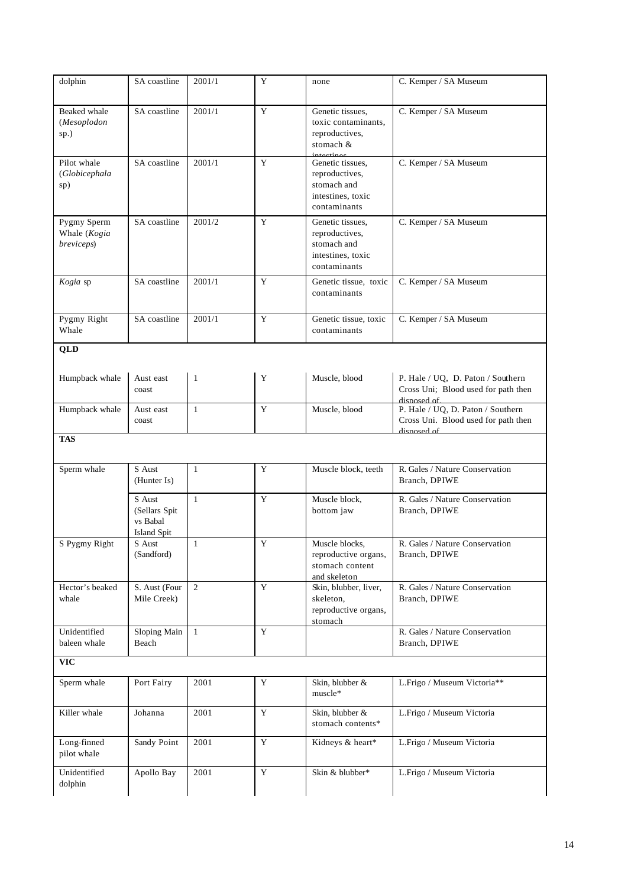| | | | | | |
|---|---|---|---|---|---|
| dolphin | SA coastline | 2001/1 | Y | none | C. Kemper / SA Museum |
| Beaked whale (*Mesoplodon* sp.) | SA coastline | 2001/1 | Y | Genetic tissues, toxic contaminants, reproductives, stomach & intestines | C. Kemper / SA Museum |
| Pilot whale (*Globicephala* sp) | SA coastline | 2001/1 | Y | Genetic tissues, reproductives, stomach and intestines, toxic contaminants | C. Kemper / SA Museum |
| Pygmy Sperm Whale (*Kogia breviceps*) | SA coastline | 2001/2 | Y | Genetic tissues, reproductives, stomach and intestines, toxic contaminants | C. Kemper / SA Museum |
| *Kogia* sp | SA coastline | 2001/1 | Y | Genetic tissue, toxic contaminants | C. Kemper / SA Museum |
| Pygmy Right Whale | SA coastline | 2001/1 | Y | Genetic tissue, toxic contaminants | C. Kemper / SA Museum |
| **QLD** | | | | | |
| Humpback whale | Aust east coast | 1 | Y | Muscle, blood | P. Hale / UQ, D. Paton / Southern Cross Uni; Blood used for path then disposed of |
| Humpback whale | Aust east coast | 1 | Y | Muscle, blood | P. Hale / UQ, D. Paton / Southern Cross Uni. Blood used for path then disposed of |
| **TAS** | | | | | |
| Sperm whale | S Aust (Hunter Is) | 1 | Y | Muscle block, teeth | R. Gales / Nature Conservation Branch, DPIWE |
| | S Aust (Sellars Spit vs Babal Island Spit | 1 | Y | Muscle block, bottom jaw | R. Gales / Nature Conservation Branch, DPIWE |
| S Pygmy Right | S Aust (Sandford) | 1 | Y | Muscle blocks, reproductive organs, stomach content and skeleton | R. Gales / Nature Conservation Branch, DPIWE |
| Hector's beaked whale | S. Aust (Four Mile Creek) | 2 | Y | Skin, blubber, liver, skeleton, reproductive organs, stomach | R. Gales / Nature Conservation Branch, DPIWE |
| Unidentified baleen whale | Sloping Main Beach | 1 | Y | | R. Gales / Nature Conservation Branch, DPIWE |
| **VIC** | | | | | |
| Sperm whale | Port Fairy | 2001 | Y | Skin, blubber & muscle* | L.Frigo / Museum Victoria** |
| Killer whale | Johanna | 2001 | Y | Skin, blubber & stomach contents* | L.Frigo / Museum Victoria |
| Long-finned pilot whale | Sandy Point | 2001 | Y | Kidneys & heart* | L.Frigo / Museum Victoria |
| Unidentified dolphin | Apollo Bay | 2001 | Y | Skin & blubber* | L.Frigo / Museum Victoria |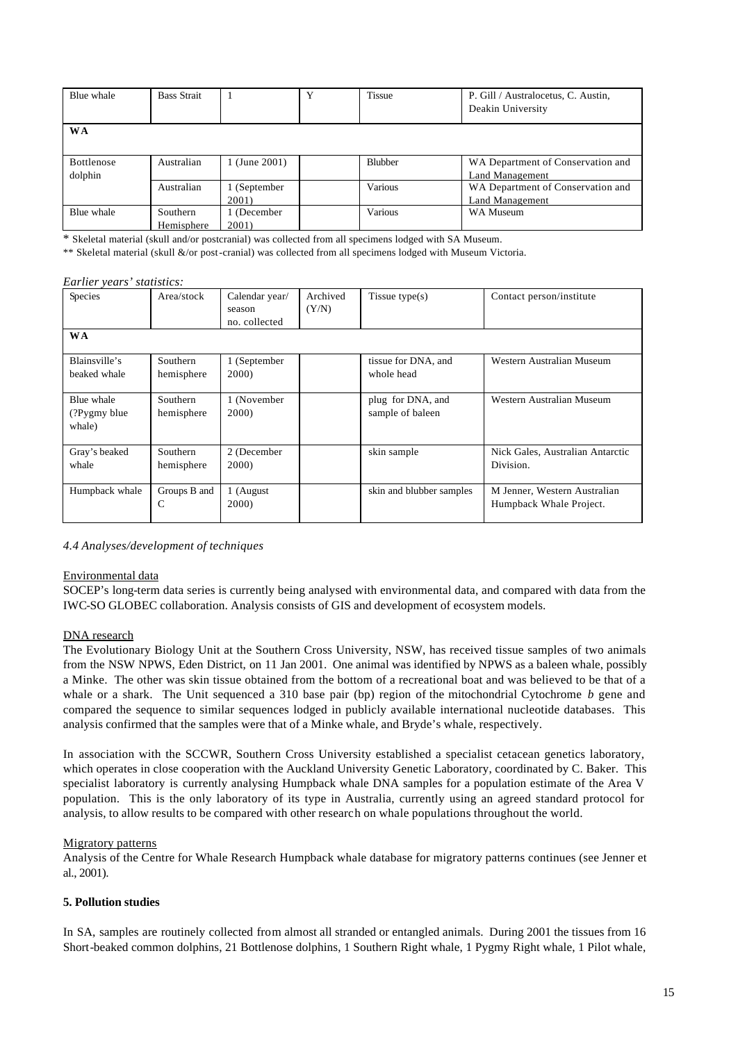| Blue whale | Bass Strait | 1 | Y | Tissue | P. Gill / Australocetus, C. Austin, Deakin University |
|---|---|---|---|---|---|
| **WA** | | | | | |
| Bottlenose dolphin | Australian | 1 (June 2001) | | Blubber | WA Department of Conservation and Land Management |
| | Australian | 1 (September 2001) | | Various | WA Department of Conservation and Land Management |
| Blue whale | Southern Hemisphere | 1 (December 2001) | | Various | WA Museum |

\* Skeletal material (skull and/or postcranial) was collected from all specimens lodged with SA Museum.

\*\* Skeletal material (skull &/or post-cranial) was collected from all specimens lodged with Museum Victoria.

*Earlier years' statistics:*

| Species | Area/stock | Calendar year/ season no. collected | Archived (Y/N) | Tissue type(s) | Contact person/institute |
|---|---|---|---|---|---|
| **WA** | | | | | |
| Blainsville's beaked whale | Southern hemisphere | 1 (September 2000) | | tissue for DNA, and whole head | Western Australian Museum |
| Blue whale (?Pygmy blue whale) | Southern hemisphere | 1 (November 2000) | | plug for DNA, and sample of baleen | Western Australian Museum |
| Gray's beaked whale | Southern hemisphere | 2 (December 2000) | | skin sample | Nick Gales, Australian Antarctic Division. |
| Humpback whale | Groups B and C | 1 (August 2000) | | skin and blubber samples | M Jenner, Western Australian Humpback Whale Project. |

### *4.4 Analyses/development of techniques*

Environmental data

SOCEP's long-term data series is currently being analysed with environmental data, and compared with data from the IWC-SO GLOBEC collaboration. Analysis consists of GIS and development of ecosystem models.

DNA research

The Evolutionary Biology Unit at the Southern Cross University, NSW, has received tissue samples of two animals from the NSW NPWS, Eden District, on 11 Jan 2001. One animal was identified by NPWS as a baleen whale, possibly a Minke. The other was skin tissue obtained from the bottom of a recreational boat and was believed to be that of a whale or a shark. The Unit sequenced a 310 base pair (bp) region of the mitochondrial Cytochrome *b* gene and compared the sequence to similar sequences lodged in publicly available international nucleotide databases. This analysis confirmed that the samples were that of a Minke whale, and Bryde's whale, respectively.

In association with the SCCWR, Southern Cross University established a specialist cetacean genetics laboratory, which operates in close cooperation with the Auckland University Genetic Laboratory, coordinated by C. Baker. This specialist laboratory is currently analysing Humpback whale DNA samples for a population estimate of the Area V population. This is the only laboratory of its type in Australia, currently using an agreed standard protocol for analysis, to allow results to be compared with other research on whale populations throughout the world.

Migratory patterns

Analysis of the Centre for Whale Research Humpback whale database for migratory patterns continues (see Jenner et al., 2001).

## **5. Pollution studies**

In SA, samples are routinely collected from almost all stranded or entangled animals. During 2001 the tissues from 16 Short-beaked common dolphins, 21 Bottlenose dolphins, 1 Southern Right whale, 1 Pygmy Right whale, 1 Pilot whale,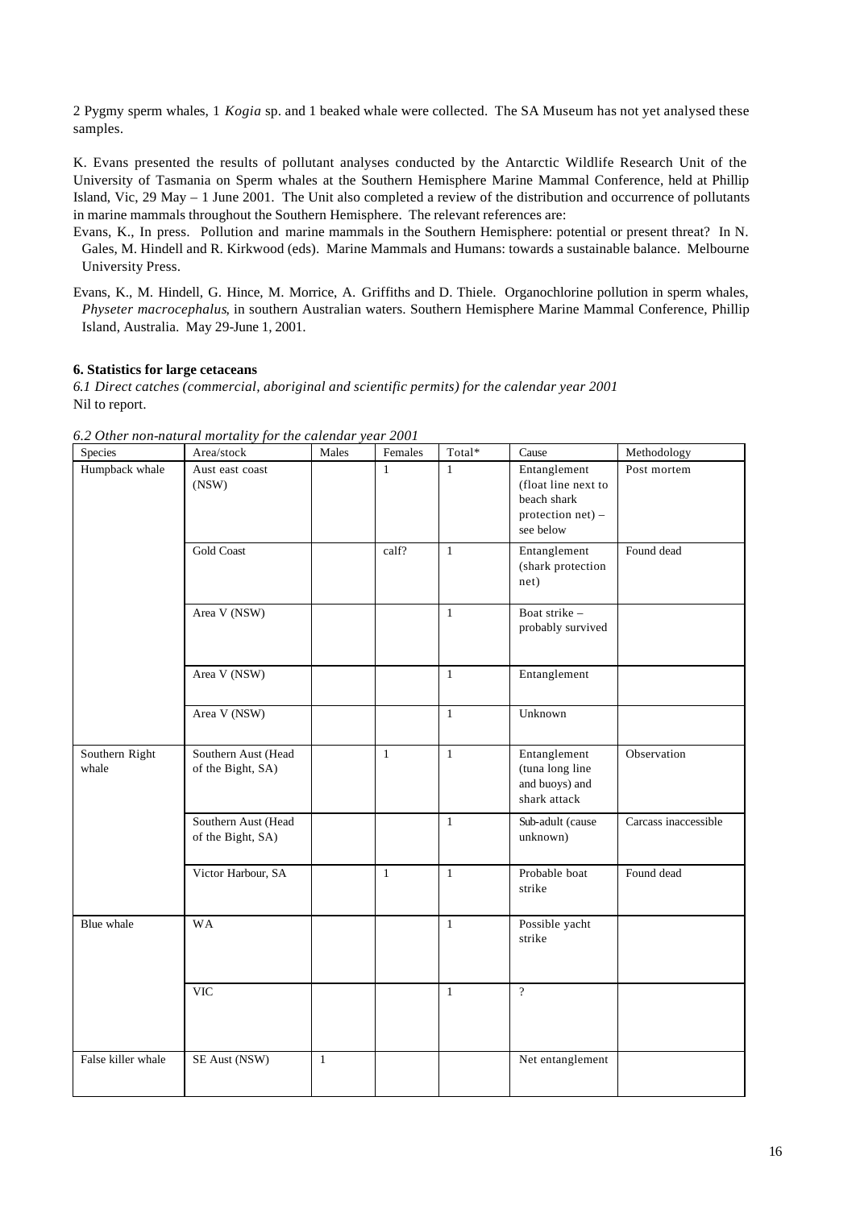2 Pygmy sperm whales, 1 *Kogia* sp. and 1 beaked whale were collected. The SA Museum has not yet analysed these samples.

K. Evans presented the results of pollutant analyses conducted by the Antarctic Wildlife Research Unit of the University of Tasmania on Sperm whales at the Southern Hemisphere Marine Mammal Conference, held at Phillip Island, Vic, 29 May – 1 June 2001. The Unit also completed a review of the distribution and occurrence of pollutants in marine mammals throughout the Southern Hemisphere. The relevant references are:

Evans, K., In press. Pollution and marine mammals in the Southern Hemisphere: potential or present threat? In N. Gales, M. Hindell and R. Kirkwood (eds). Marine Mammals and Humans: towards a sustainable balance. Melbourne University Press.

Evans, K., M. Hindell, G. Hince, M. Morrice, A. Griffiths and D. Thiele. Organochlorine pollution in sperm whales, *Physeter macrocephalus*, in southern Australian waters. Southern Hemisphere Marine Mammal Conference, Phillip Island, Australia. May 29-June 1, 2001.

### 6. Statistics for large cetaceans

*6.1 Direct catches (commercial, aboriginal and scientific permits) for the calendar year 2001*

Nil to report.

*6.2 Other non-natural mortality for the calendar year 2001*

| Species | Area/stock | Males | Females | Total* | Cause | Methodology |
|---|---|---|---|---|---|---|
| Humpback whale | Aust east coast (NSW) | | 1 | 1 | Entanglement (float line next to beach shark protection net) – see below | Post mortem |
| | Gold Coast | | calf? | 1 | Entanglement (shark protection net) | Found dead |
| | Area V (NSW) | | | 1 | Boat strike – probably survived | |
| | Area V (NSW) | | | 1 | Entanglement | |
| | Area V (NSW) | | | 1 | Unknown | |
| Southern Right whale | Southern Aust (Head of the Bight, SA) | | 1 | 1 | Entanglement (tuna long line and buoys) and shark attack | Observation |
| | Southern Aust (Head of the Bight, SA) | | | 1 | Sub-adult (cause unknown) | Carcass inaccessible |
| | Victor Harbour, SA | | 1 | 1 | Probable boat strike | Found dead |
| Blue whale | WA | | | 1 | Possible yacht strike | |
| | VIC | | | 1 | ? | |
| False killer whale | SE Aust (NSW) | 1 | | | Net entanglement | |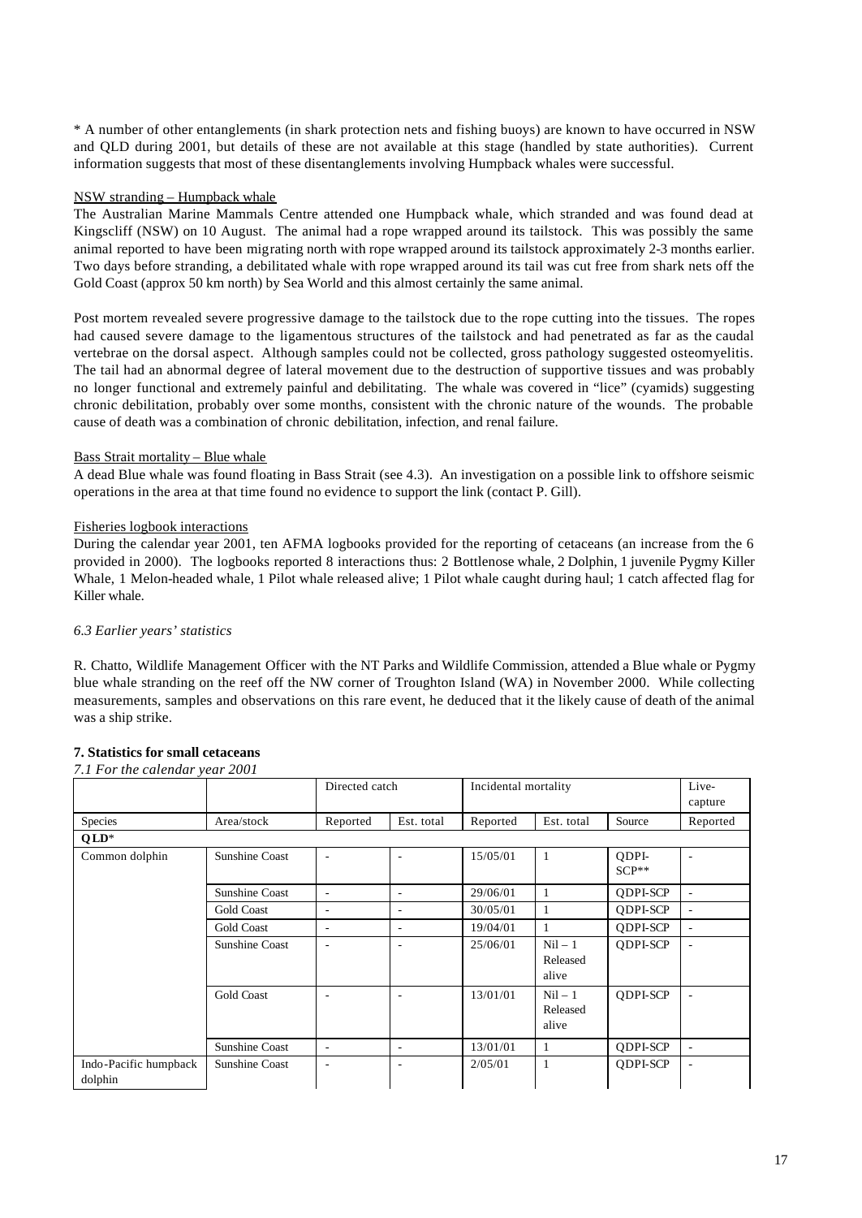* A number of other entanglements (in shark protection nets and fishing buoys) are known to have occurred in NSW and QLD during 2001, but details of these are not available at this stage (handled by state authorities). Current information suggests that most of these disentanglements involving Humpback whales were successful.

NSW stranding – Humpback whale

The Australian Marine Mammals Centre attended one Humpback whale, which stranded and was found dead at Kingscliff (NSW) on 10 August. The animal had a rope wrapped around its tailstock. This was possibly the same animal reported to have been migrating north with rope wrapped around its tailstock approximately 2-3 months earlier. Two days before stranding, a debilitated whale with rope wrapped around its tail was cut free from shark nets off the Gold Coast (approx 50 km north) by Sea World and this almost certainly the same animal.

Post mortem revealed severe progressive damage to the tailstock due to the rope cutting into the tissues. The ropes had caused severe damage to the ligamentous structures of the tailstock and had penetrated as far as the caudal vertebrae on the dorsal aspect. Although samples could not be collected, gross pathology suggested osteomyelitis. The tail had an abnormal degree of lateral movement due to the destruction of supportive tissues and was probably no longer functional and extremely painful and debilitating. The whale was covered in "lice" (cyamids) suggesting chronic debilitation, probably over some months, consistent with the chronic nature of the wounds. The probable cause of death was a combination of chronic debilitation, infection, and renal failure.

Bass Strait mortality – Blue whale

A dead Blue whale was found floating in Bass Strait (see 4.3). An investigation on a possible link to offshore seismic operations in the area at that time found no evidence to support the link (contact P. Gill).

Fisheries logbook interactions

During the calendar year 2001, ten AFMA logbooks provided for the reporting of cetaceans (an increase from the 6 provided in 2000). The logbooks reported 8 interactions thus: 2 Bottlenose whale, 2 Dolphin, 1 juvenile Pygmy Killer Whale, 1 Melon-headed whale, 1 Pilot whale released alive; 1 Pilot whale caught during haul; 1 catch affected flag for Killer whale.

*6.3 Earlier years' statistics*

R. Chatto, Wildlife Management Officer with the NT Parks and Wildlife Commission, attended a Blue whale or Pygmy blue whale stranding on the reef off the NW corner of Troughton Island (WA) in November 2000. While collecting measurements, samples and observations on this rare event, he deduced that it the likely cause of death of the animal was a ship strike.

## 7. Statistics for small cetaceans

*7.1 For the calendar year 2001*

| | | Directed catch | | Incidental mortality | | | Live-capture |
|---|---|---|---|---|---|---|---|
| Species | Area/stock | Reported | Est. total | Reported | Est. total | Source | Reported |
| **QLD***| | | | | | | |
| Common dolphin | Sunshine Coast | - | - | 15/05/01 | 1 | QDPI-SCP** | - |
| | Sunshine Coast | - | - | 29/06/01 | 1 | QDPI-SCP | - |
| | Gold Coast | - | - | 30/05/01 | 1 | QDPI-SCP | - |
| | Gold Coast | - | - | 19/04/01 | 1 | QDPI-SCP | - |
| | Sunshine Coast | - | - | 25/06/01 | Nil – 1 Released alive | QDPI-SCP | - |
| | Gold Coast | - | - | 13/01/01 | Nil – 1 Released alive | QDPI-SCP | - |
| | Sunshine Coast | - | - | 13/01/01 | 1 | QDPI-SCP | - |
| Indo-Pacific humpback dolphin | Sunshine Coast | - | - | 2/05/01 | 1 | QDPI-SCP | - |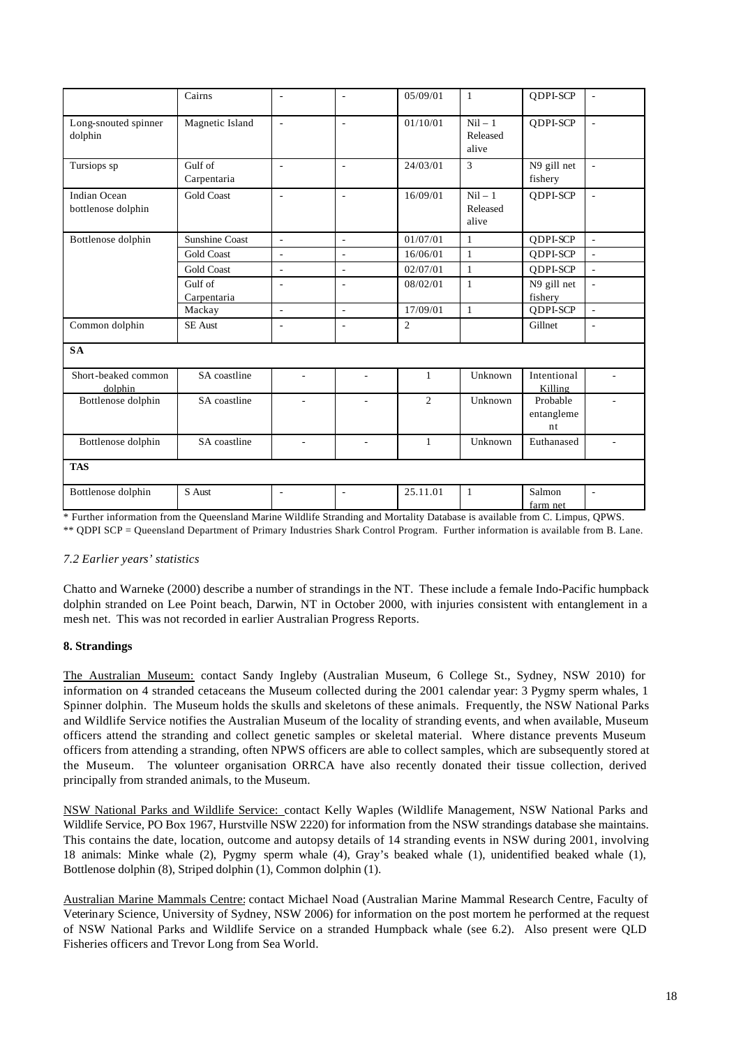|  | Cairns | - | - | 05/09/01 | 1 | QDPI-SCP | - |
|---|---|---|---|---|---|---|---|
| Long-snouted spinner dolphin | Magnetic Island | - | - | 01/10/01 | Nil – 1 Released alive | QDPI-SCP | - |
| Tursiops sp | Gulf of Carpentaria | - | - | 24/03/01 | 3 | N9 gill net fishery | - |
| Indian Ocean bottlenose dolphin | Gold Coast | - | - | 16/09/01 | Nil – 1 Released alive | QDPI-SCP | - |
| Bottlenose dolphin | Sunshine Coast | - | - | 01/07/01 | 1 | QDPI-SCP | - |
|  | Gold Coast | - | - | 16/06/01 | 1 | QDPI-SCP | - |
|  | Gold Coast | - | - | 02/07/01 | 1 | QDPI-SCP | - |
|  | Gulf of Carpentaria | - | - | 08/02/01 | 1 | N9 gill net fishery | - |
|  | Mackay | - | - | 17/09/01 | 1 | QDPI-SCP | - |
| Common dolphin | SE Aust | - | - | 2 |  | Gillnet | - |
| **SA** |  |  |  |  |  |  |  |
| Short-beaked common dolphin | SA coastline | - | - | 1 | Unknown | Intentional Killing | - |
| Bottlenose dolphin | SA coastline | - | - | 2 | Unknown | Probable entangleme nt | - |
| Bottlenose dolphin | SA coastline | - | - | 1 | Unknown | Euthanased | - |
| **TAS** |  |  |  |  |  |  |  |
| Bottlenose dolphin | S Aust | - | - | 25.11.01 | 1 | Salmon farm net | - |

\* Further information from the Queensland Marine Wildlife Stranding and Mortality Database is available from C. Limpus, QPWS.

\*\* QDPI SCP = Queensland Department of Primary Industries Shark Control Program. Further information is available from B. Lane.

*7.2 Earlier years' statistics*

Chatto and Warneke (2000) describe a number of strandings in the NT. These include a female Indo-Pacific humpback dolphin stranded on Lee Point beach, Darwin, NT in October 2000, with injuries consistent with entanglement in a mesh net. This was not recorded in earlier Australian Progress Reports.

## 8. Strandings

The Australian Museum: contact Sandy Ingleby (Australian Museum, 6 College St., Sydney, NSW 2010) for information on 4 stranded cetaceans the Museum collected during the 2001 calendar year: 3 Pygmy sperm whales, 1 Spinner dolphin. The Museum holds the skulls and skeletons of these animals. Frequently, the NSW National Parks and Wildlife Service notifies the Australian Museum of the locality of stranding events, and when available, Museum officers attend the stranding and collect genetic samples or skeletal material. Where distance prevents Museum officers from attending a stranding, often NPWS officers are able to collect samples, which are subsequently stored at the Museum. The volunteer organisation ORRCA have also recently donated their tissue collection, derived principally from stranded animals, to the Museum.

NSW National Parks and Wildlife Service: contact Kelly Waples (Wildlife Management, NSW National Parks and Wildlife Service, PO Box 1967, Hurstville NSW 2220) for information from the NSW strandings database she maintains. This contains the date, location, outcome and autopsy details of 14 stranding events in NSW during 2001, involving 18 animals: Minke whale (2), Pygmy sperm whale (4), Gray's beaked whale (1), unidentified beaked whale (1), Bottlenose dolphin (8), Striped dolphin (1), Common dolphin (1).

Australian Marine Mammals Centre: contact Michael Noad (Australian Marine Mammal Research Centre, Faculty of Veterinary Science, University of Sydney, NSW 2006) for information on the post mortem he performed at the request of NSW National Parks and Wildlife Service on a stranded Humpback whale (see 6.2). Also present were QLD Fisheries officers and Trevor Long from Sea World.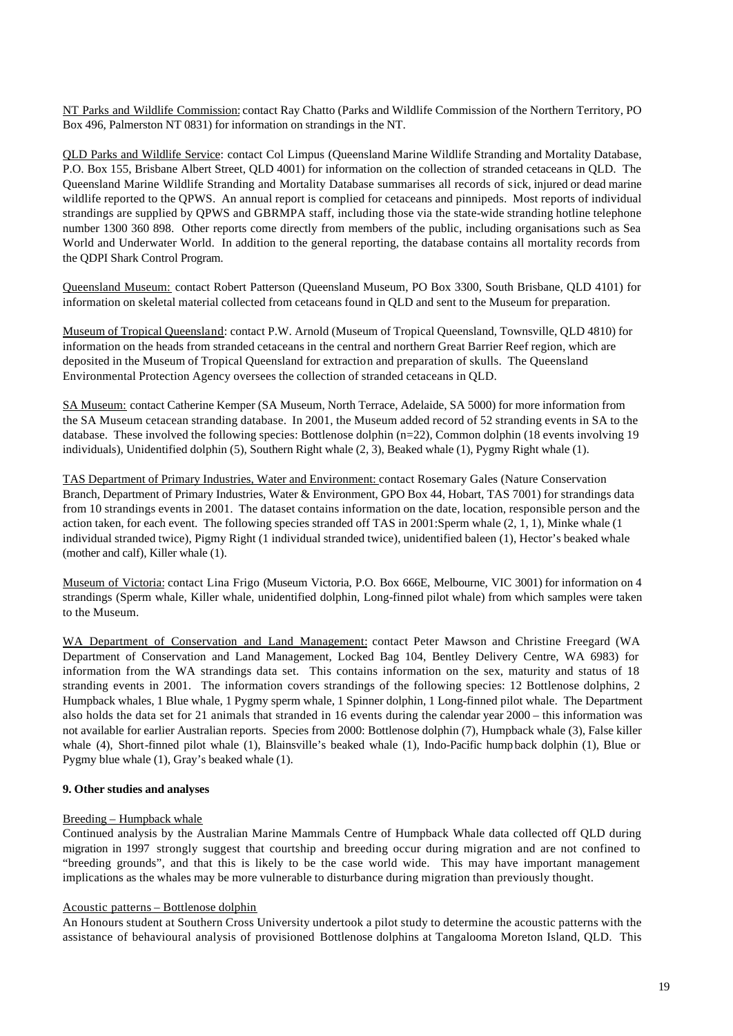NT Parks and Wildlife Commission: contact Ray Chatto (Parks and Wildlife Commission of the Northern Territory, PO Box 496, Palmerston NT 0831) for information on strandings in the NT.

QLD Parks and Wildlife Service: contact Col Limpus (Queensland Marine Wildlife Stranding and Mortality Database, P.O. Box 155, Brisbane Albert Street, QLD 4001) for information on the collection of stranded cetaceans in QLD. The Queensland Marine Wildlife Stranding and Mortality Database summarises all records of sick, injured or dead marine wildlife reported to the QPWS. An annual report is complied for cetaceans and pinnipeds. Most reports of individual strandings are supplied by QPWS and GBRMPA staff, including those via the state-wide stranding hotline telephone number 1300 360 898. Other reports come directly from members of the public, including organisations such as Sea World and Underwater World. In addition to the general reporting, the database contains all mortality records from the QDPI Shark Control Program.

Queensland Museum: contact Robert Patterson (Queensland Museum, PO Box 3300, South Brisbane, QLD 4101) for information on skeletal material collected from cetaceans found in QLD and sent to the Museum for preparation.

Museum of Tropical Queensland: contact P.W. Arnold (Museum of Tropical Queensland, Townsville, QLD 4810) for information on the heads from stranded cetaceans in the central and northern Great Barrier Reef region, which are deposited in the Museum of Tropical Queensland for extraction and preparation of skulls. The Queensland Environmental Protection Agency oversees the collection of stranded cetaceans in QLD.

SA Museum: contact Catherine Kemper (SA Museum, North Terrace, Adelaide, SA 5000) for more information from the SA Museum cetacean stranding database. In 2001, the Museum added record of 52 stranding events in SA to the database. These involved the following species: Bottlenose dolphin (n=22), Common dolphin (18 events involving 19 individuals), Unidentified dolphin (5), Southern Right whale (2, 3), Beaked whale (1), Pygmy Right whale (1).

TAS Department of Primary Industries, Water and Environment: contact Rosemary Gales (Nature Conservation Branch, Department of Primary Industries, Water & Environment, GPO Box 44, Hobart, TAS 7001) for strandings data from 10 strandings events in 2001. The dataset contains information on the date, location, responsible person and the action taken, for each event. The following species stranded off TAS in 2001:Sperm whale (2, 1, 1), Minke whale (1 individual stranded twice), Pigmy Right (1 individual stranded twice), unidentified baleen (1), Hector's beaked whale (mother and calf), Killer whale (1).

Museum of Victoria: contact Lina Frigo (Museum Victoria, P.O. Box 666E, Melbourne, VIC 3001) for information on 4 strandings (Sperm whale, Killer whale, unidentified dolphin, Long-finned pilot whale) from which samples were taken to the Museum.

WA Department of Conservation and Land Management: contact Peter Mawson and Christine Freegard (WA Department of Conservation and Land Management, Locked Bag 104, Bentley Delivery Centre, WA 6983) for information from the WA strandings data set. This contains information on the sex, maturity and status of 18 stranding events in 2001. The information covers strandings of the following species: 12 Bottlenose dolphins, 2 Humpback whales, 1 Blue whale, 1 Pygmy sperm whale, 1 Spinner dolphin, 1 Long-finned pilot whale. The Department also holds the data set for 21 animals that stranded in 16 events during the calendar year 2000 – this information was not available for earlier Australian reports. Species from 2000: Bottlenose dolphin (7), Humpback whale (3), False killer whale (4), Short-finned pilot whale (1), Blainsville's beaked whale (1), Indo-Pacific hump back dolphin (1), Blue or Pygmy blue whale (1), Gray's beaked whale (1).

**9. Other studies and analyses**

Breeding – Humpback whale

Continued analysis by the Australian Marine Mammals Centre of Humpback Whale data collected off QLD during migration in 1997 strongly suggest that courtship and breeding occur during migration and are not confined to "breeding grounds", and that this is likely to be the case world wide. This may have important management implications as the whales may be more vulnerable to disturbance during migration than previously thought.

Acoustic patterns – Bottlenose dolphin

An Honours student at Southern Cross University undertook a pilot study to determine the acoustic patterns with the assistance of behavioural analysis of provisioned Bottlenose dolphins at Tangalooma Moreton Island, QLD. This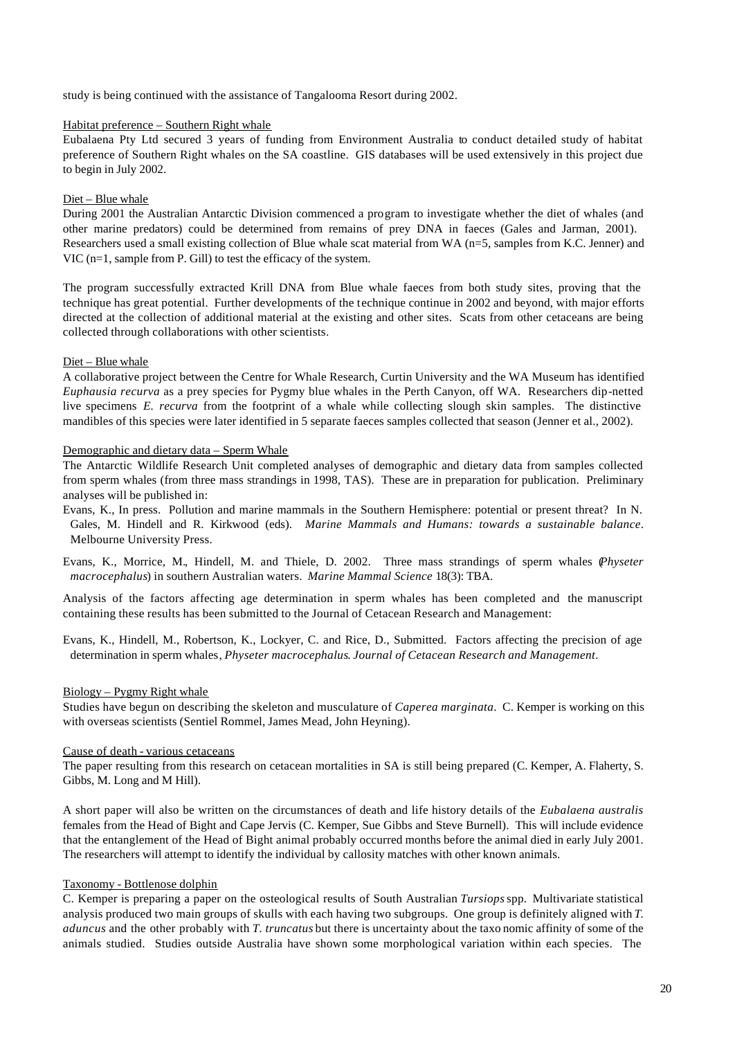study is being continued with the assistance of Tangalooma Resort during 2002.

Habitat preference – Southern Right whale

Eubalaena Pty Ltd secured 3 years of funding from Environment Australia to conduct detailed study of habitat preference of Southern Right whales on the SA coastline. GIS databases will be used extensively in this project due to begin in July 2002.

Diet – Blue whale

During 2001 the Australian Antarctic Division commenced a program to investigate whether the diet of whales (and other marine predators) could be determined from remains of prey DNA in faeces (Gales and Jarman, 2001). Researchers used a small existing collection of Blue whale scat material from WA (n=5, samples from K.C. Jenner) and VIC (n=1, sample from P. Gill) to test the efficacy of the system.

The program successfully extracted Krill DNA from Blue whale faeces from both study sites, proving that the technique has great potential. Further developments of the technique continue in 2002 and beyond, with major efforts directed at the collection of additional material at the existing and other sites. Scats from other cetaceans are being collected through collaborations with other scientists.

Diet – Blue whale

A collaborative project between the Centre for Whale Research, Curtin University and the WA Museum has identified *Euphausia recurva* as a prey species for Pygmy blue whales in the Perth Canyon, off WA. Researchers dip-netted live specimens *E. recurva* from the footprint of a whale while collecting slough skin samples. The distinctive mandibles of this species were later identified in 5 separate faeces samples collected that season (Jenner et al., 2002).

Demographic and dietary data – Sperm Whale

The Antarctic Wildlife Research Unit completed analyses of demographic and dietary data from samples collected from sperm whales (from three mass strandings in 1998, TAS). These are in preparation for publication. Preliminary analyses will be published in:

Evans, K., In press. Pollution and marine mammals in the Southern Hemisphere: potential or present threat? In N. Gales, M. Hindell and R. Kirkwood (eds). *Marine Mammals and Humans: towards a sustainable balance*. Melbourne University Press.

Evans, K., Morrice, M., Hindell, M. and Thiele, D. 2002. Three mass strandings of sperm whales (*Physeter macrocephalus*) in southern Australian waters. *Marine Mammal Science* 18(3): TBA.

Analysis of the factors affecting age determination in sperm whales has been completed and the manuscript containing these results has been submitted to the Journal of Cetacean Research and Management:

Evans, K., Hindell, M., Robertson, K., Lockyer, C. and Rice, D., Submitted. Factors affecting the precision of age determination in sperm whales, *Physeter macrocephalus*. *Journal of Cetacean Research and Management*.

Biology – Pygmy Right whale

Studies have begun on describing the skeleton and musculature of *Caperea marginata*. C. Kemper is working on this with overseas scientists (Sentiel Rommel, James Mead, John Heyning).

Cause of death - various cetaceans

The paper resulting from this research on cetacean mortalities in SA is still being prepared (C. Kemper, A. Flaherty, S. Gibbs, M. Long and M Hill).

A short paper will also be written on the circumstances of death and life history details of the *Eubalaena australis* females from the Head of Bight and Cape Jervis (C. Kemper, Sue Gibbs and Steve Burnell). This will include evidence that the entanglement of the Head of Bight animal probably occurred months before the animal died in early July 2001. The researchers will attempt to identify the individual by callosity matches with other known animals.

Taxonomy - Bottlenose dolphin

C. Kemper is preparing a paper on the osteological results of South Australian *Tursiops* spp. Multivariate statistical analysis produced two main groups of skulls with each having two subgroups. One group is definitely aligned with *T. aduncus* and the other probably with *T. truncatus* but there is uncertainty about the taxonomic affinity of some of the animals studied. Studies outside Australia have shown some morphological variation within each species. The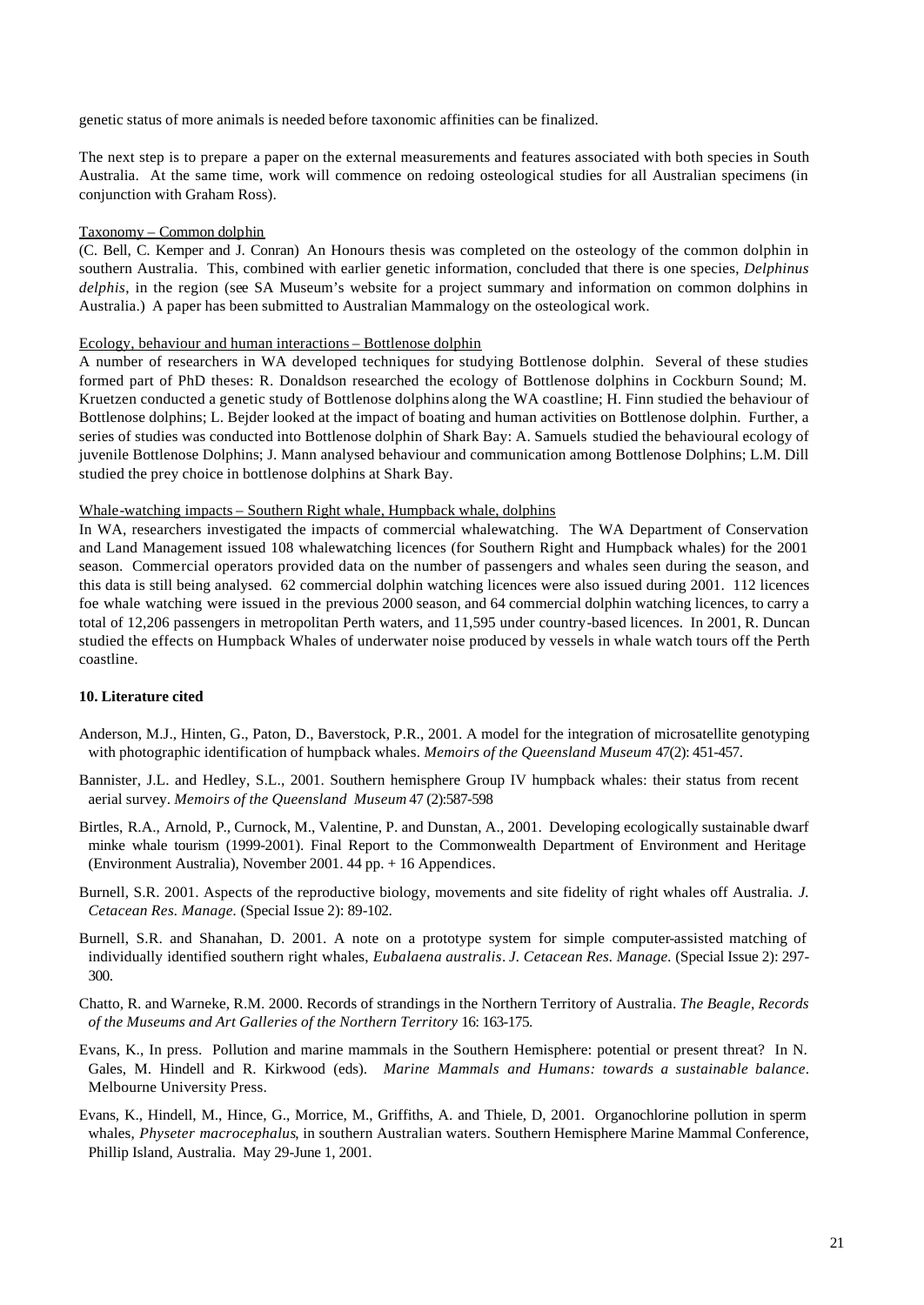genetic status of more animals is needed before taxonomic affinities can be finalized.

The next step is to prepare a paper on the external measurements and features associated with both species in South Australia. At the same time, work will commence on redoing osteological studies for all Australian specimens (in conjunction with Graham Ross).

Taxonomy – Common dolphin

(C. Bell, C. Kemper and J. Conran) An Honours thesis was completed on the osteology of the common dolphin in southern Australia. This, combined with earlier genetic information, concluded that there is one species, *Delphinus delphis*, in the region (see SA Museum's website for a project summary and information on common dolphins in Australia.) A paper has been submitted to Australian Mammalogy on the osteological work.

Ecology, behaviour and human interactions – Bottlenose dolphin

A number of researchers in WA developed techniques for studying Bottlenose dolphin. Several of these studies formed part of PhD theses: R. Donaldson researched the ecology of Bottlenose dolphins in Cockburn Sound; M. Kruetzen conducted a genetic study of Bottlenose dolphins along the WA coastline; H. Finn studied the behaviour of Bottlenose dolphins; L. Bejder looked at the impact of boating and human activities on Bottlenose dolphin. Further, a series of studies was conducted into Bottlenose dolphin of Shark Bay: A. Samuels studied the behavioural ecology of juvenile Bottlenose Dolphins; J. Mann analysed behaviour and communication among Bottlenose Dolphins; L.M. Dill studied the prey choice in bottlenose dolphins at Shark Bay.

Whale-watching impacts – Southern Right whale, Humpback whale, dolphins

In WA, researchers investigated the impacts of commercial whalewatching. The WA Department of Conservation and Land Management issued 108 whalewatching licences (for Southern Right and Humpback whales) for the 2001 season. Commercial operators provided data on the number of passengers and whales seen during the season, and this data is still being analysed. 62 commercial dolphin watching licences were also issued during 2001. 112 licences foe whale watching were issued in the previous 2000 season, and 64 commercial dolphin watching licences, to carry a total of 12,206 passengers in metropolitan Perth waters, and 11,595 under country-based licences. In 2001, R. Duncan studied the effects on Humpback Whales of underwater noise produced by vessels in whale watch tours off the Perth coastline.

## 10. Literature cited

Anderson, M.J., Hinten, G., Paton, D., Baverstock, P.R., 2001. A model for the integration of microsatellite genotyping with photographic identification of humpback whales. *Memoirs of the Queensland Museum* 47(2): 451-457.

Bannister, J.L. and Hedley, S.L., 2001. Southern hemisphere Group IV humpback whales: their status from recent aerial survey. *Memoirs of the Queensland Museum* 47 (2):587-598

Birtles, R.A., Arnold, P., Curnock, M., Valentine, P. and Dunstan, A., 2001. Developing ecologically sustainable dwarf minke whale tourism (1999-2001). Final Report to the Commonwealth Department of Environment and Heritage (Environment Australia), November 2001. 44 pp. + 16 Appendices.

Burnell, S.R. 2001. Aspects of the reproductive biology, movements and site fidelity of right whales off Australia. *J. Cetacean Res. Manage.* (Special Issue 2): 89-102.

Burnell, S.R. and Shanahan, D. 2001. A note on a prototype system for simple computer-assisted matching of individually identified southern right whales, *Eubalaena australis*. *J. Cetacean Res. Manage.* (Special Issue 2): 297-300.

Chatto, R. and Warneke, R.M. 2000. Records of strandings in the Northern Territory of Australia. *The Beagle, Records of the Museums and Art Galleries of the Northern Territory* 16: 163-175.

Evans, K., In press. Pollution and marine mammals in the Southern Hemisphere: potential or present threat? In N. Gales, M. Hindell and R. Kirkwood (eds). *Marine Mammals and Humans: towards a sustainable balance*. Melbourne University Press.

Evans, K., Hindell, M., Hince, G., Morrice, M., Griffiths, A. and Thiele, D, 2001. Organochlorine pollution in sperm whales, *Physeter macrocephalus*, in southern Australian waters. Southern Hemisphere Marine Mammal Conference, Phillip Island, Australia. May 29-June 1, 2001.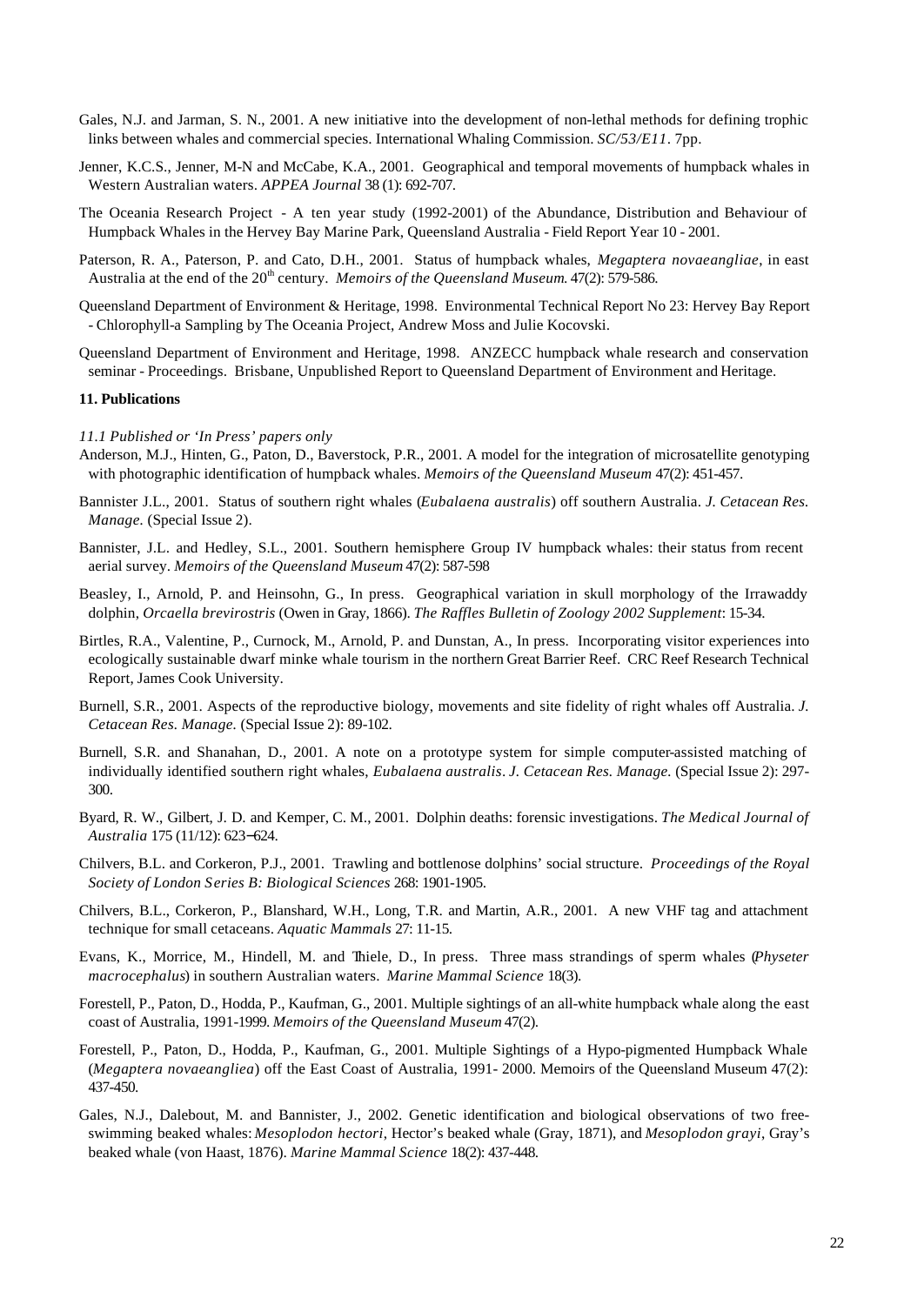Gales, N.J. and Jarman, S. N., 2001. A new initiative into the development of non-lethal methods for defining trophic links between whales and commercial species. International Whaling Commission. *SC/53/E11*. 7pp.

Jenner, K.C.S., Jenner, M-N and McCabe, K.A., 2001. Geographical and temporal movements of humpback whales in Western Australian waters. *APPEA Journal* 38 (1): 692-707.

The Oceania Research Project - A ten year study (1992-2001) of the Abundance, Distribution and Behaviour of Humpback Whales in the Hervey Bay Marine Park, Queensland Australia - Field Report Year 10 - 2001.

Paterson, R. A., Paterson, P. and Cato, D.H., 2001. Status of humpback whales, *Megaptera novaeangliae*, in east Australia at the end of the 20th century. *Memoirs of the Queensland Museum*. 47(2): 579-586.

Queensland Department of Environment & Heritage, 1998. Environmental Technical Report No 23: Hervey Bay Report - Chlorophyll-a Sampling by The Oceania Project, Andrew Moss and Julie Kocovski.

Queensland Department of Environment and Heritage, 1998. ANZECC humpback whale research and conservation seminar - Proceedings. Brisbane, Unpublished Report to Queensland Department of Environment and Heritage.

## 11. Publications

*11.1 Published or 'In Press' papers only*

Anderson, M.J., Hinten, G., Paton, D., Baverstock, P.R., 2001. A model for the integration of microsatellite genotyping with photographic identification of humpback whales. *Memoirs of the Queensland Museum* 47(2): 451-457.

Bannister J.L., 2001. Status of southern right whales (*Eubalaena australis*) off southern Australia. *J. Cetacean Res. Manage.* (Special Issue 2).

Bannister, J.L. and Hedley, S.L., 2001. Southern hemisphere Group IV humpback whales: their status from recent aerial survey. *Memoirs of the Queensland Museum* 47(2): 587-598

Beasley, I., Arnold, P. and Heinsohn, G., In press. Geographical variation in skull morphology of the Irrawaddy dolphin, *Orcaella brevirostris* (Owen in Gray, 1866). *The Raffles Bulletin of Zoology 2002 Supplement*: 15-34.

Birtles, R.A., Valentine, P., Curnock, M., Arnold, P. and Dunstan, A., In press. Incorporating visitor experiences into ecologically sustainable dwarf minke whale tourism in the northern Great Barrier Reef. CRC Reef Research Technical Report, James Cook University.

Burnell, S.R., 2001. Aspects of the reproductive biology, movements and site fidelity of right whales off Australia. *J. Cetacean Res. Manage.* (Special Issue 2): 89-102.

Burnell, S.R. and Shanahan, D., 2001. A note on a prototype system for simple computer-assisted matching of individually identified southern right whales, *Eubalaena australis*. *J. Cetacean Res. Manage.* (Special Issue 2): 297-300.

Byard, R. W., Gilbert, J. D. and Kemper, C. M., 2001. Dolphin deaths: forensic investigations. *The Medical Journal of Australia* 175 (11/12): 623–624.

Chilvers, B.L. and Corkeron, P.J., 2001. Trawling and bottlenose dolphins' social structure. *Proceedings of the Royal Society of London Series B: Biological Sciences* 268: 1901-1905.

Chilvers, B.L., Corkeron, P., Blanshard, W.H., Long, T.R. and Martin, A.R., 2001. A new VHF tag and attachment technique for small cetaceans. *Aquatic Mammals* 27: 11-15.

Evans, K., Morrice, M., Hindell, M. and Thiele, D., In press. Three mass strandings of sperm whales (*Physeter macrocephalus*) in southern Australian waters. *Marine Mammal Science* 18(3).

Forestell, P., Paton, D., Hodda, P., Kaufman, G., 2001. Multiple sightings of an all-white humpback whale along the east coast of Australia, 1991-1999. *Memoirs of the Queensland Museum* 47(2).

Forestell, P., Paton, D., Hodda, P., Kaufman, G., 2001. Multiple Sightings of a Hypo-pigmented Humpback Whale (*Megaptera novaeangliea*) off the East Coast of Australia, 1991- 2000. Memoirs of the Queensland Museum 47(2): 437-450.

Gales, N.J., Dalebout, M. and Bannister, J., 2002. Genetic identification and biological observations of two free-swimming beaked whales: *Mesoplodon hectori*, Hector's beaked whale (Gray, 1871), and *Mesoplodon grayi*, Gray's beaked whale (von Haast, 1876). *Marine Mammal Science* 18(2): 437-448.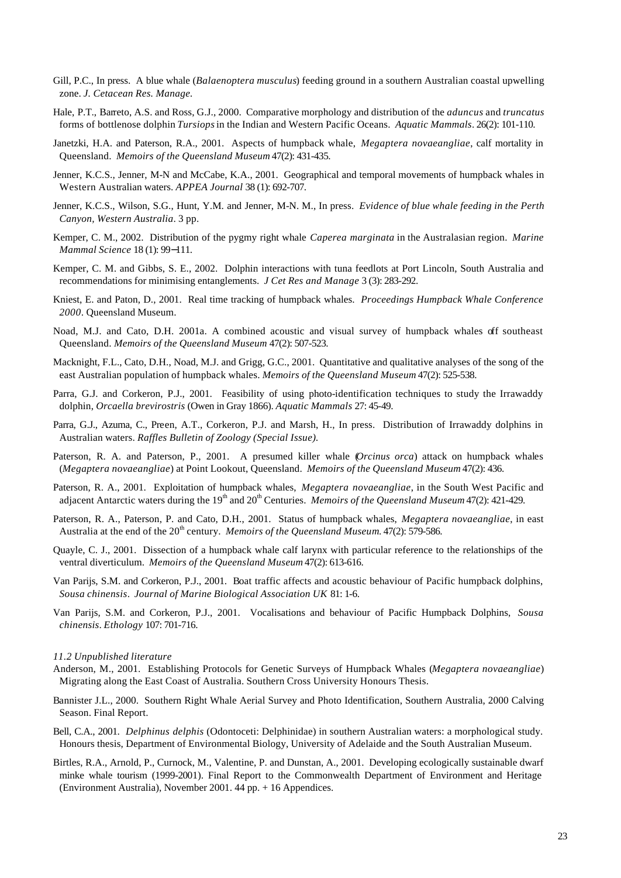Gill, P.C., In press. A blue whale (*Balaenoptera musculus*) feeding ground in a southern Australian coastal upwelling zone. *J. Cetacean Res. Manage.*

Hale, P.T., Barreto, A.S. and Ross, G.J., 2000. Comparative morphology and distribution of the *aduncus* and *truncatus* forms of bottlenose dolphin *Tursiops* in the Indian and Western Pacific Oceans. *Aquatic Mammals*. 26(2): 101-110.

Janetzki, H.A. and Paterson, R.A., 2001. Aspects of humpback whale, *Megaptera novaeangliae*, calf mortality in Queensland. *Memoirs of the Queensland Museum* 47(2): 431-435.

Jenner, K.C.S., Jenner, M-N and McCabe, K.A., 2001. Geographical and temporal movements of humpback whales in Western Australian waters. *APPEA Journal* 38 (1): 692-707.

Jenner, K.C.S., Wilson, S.G., Hunt, Y.M. and Jenner, M-N. M., In press. *Evidence of blue whale feeding in the Perth Canyon, Western Australia*. 3 pp.

Kemper, C. M., 2002. Distribution of the pygmy right whale *Caperea marginata* in the Australasian region. *Marine Mammal Science* 18 (1): 99–111.

Kemper, C. M. and Gibbs, S. E., 2002. Dolphin interactions with tuna feedlots at Port Lincoln, South Australia and recommendations for minimising entanglements. *J Cet Res and Manage* 3 (3): 283-292.

Kniest, E. and Paton, D., 2001. Real time tracking of humpback whales. *Proceedings Humpback Whale Conference 2000*. Queensland Museum.

Noad, M.J. and Cato, D.H. 2001a. A combined acoustic and visual survey of humpback whales off southeast Queensland. *Memoirs of the Queensland Museum* 47(2): 507-523.

Macknight, F.L., Cato, D.H., Noad, M.J. and Grigg, G.C., 2001. Quantitative and qualitative analyses of the song of the east Australian population of humpback whales. *Memoirs of the Queensland Museum* 47(2): 525-538.

Parra, G.J. and Corkeron, P.J., 2001. Feasibility of using photo-identification techniques to study the Irrawaddy dolphin, *Orcaella brevirostris* (Owen in Gray 1866). *Aquatic Mammals* 27: 45-49.

Parra, G.J., Azuma, C., Preen, A.T., Corkeron, P.J. and Marsh, H., In press. Distribution of Irrawaddy dolphins in Australian waters. *Raffles Bulletin of Zoology (Special Issue)*.

Paterson, R. A. and Paterson, P., 2001. A presumed killer whale (*Orcinus orca*) attack on humpback whales (*Megaptera novaeangliae*) at Point Lookout, Queensland. *Memoirs of the Queensland Museum* 47(2): 436.

Paterson, R. A., 2001. Exploitation of humpback whales, *Megaptera novaeangliae*, in the South West Pacific and adjacent Antarctic waters during the 19th and 20th Centuries. *Memoirs of the Queensland Museum* 47(2): 421-429.

Paterson, R. A., Paterson, P. and Cato, D.H., 2001. Status of humpback whales, *Megaptera novaeangliae*, in east Australia at the end of the 20th century. *Memoirs of the Queensland Museum*. 47(2): 579-586.

Quayle, C. J., 2001. Dissection of a humpback whale calf larynx with particular reference to the relationships of the ventral diverticulum. *Memoirs of the Queensland Museum* 47(2): 613-616.

Van Parijs, S.M. and Corkeron, P.J., 2001. Boat traffic affects and acoustic behaviour of Pacific humpback dolphins, *Sousa chinensis*. *Journal of Marine Biological Association UK* 81: 1-6.

Van Parijs, S.M. and Corkeron, P.J., 2001. Vocalisations and behaviour of Pacific Humpback Dolphins, *Sousa chinensis*. *Ethology* 107: 701-716.

*11.2 Unpublished literature*

Anderson, M., 2001. Establishing Protocols for Genetic Surveys of Humpback Whales (*Megaptera novaeangliae*) Migrating along the East Coast of Australia. Southern Cross University Honours Thesis.

Bannister J.L., 2000. Southern Right Whale Aerial Survey and Photo Identification, Southern Australia, 2000 Calving Season. Final Report.

Bell, C.A., 2001. *Delphinus delphis* (Odontoceti: Delphinidae) in southern Australian waters: a morphological study. Honours thesis, Department of Environmental Biology, University of Adelaide and the South Australian Museum.

Birtles, R.A., Arnold, P., Curnock, M., Valentine, P. and Dunstan, A., 2001. Developing ecologically sustainable dwarf minke whale tourism (1999-2001). Final Report to the Commonwealth Department of Environment and Heritage (Environment Australia), November 2001. 44 pp. + 16 Appendices.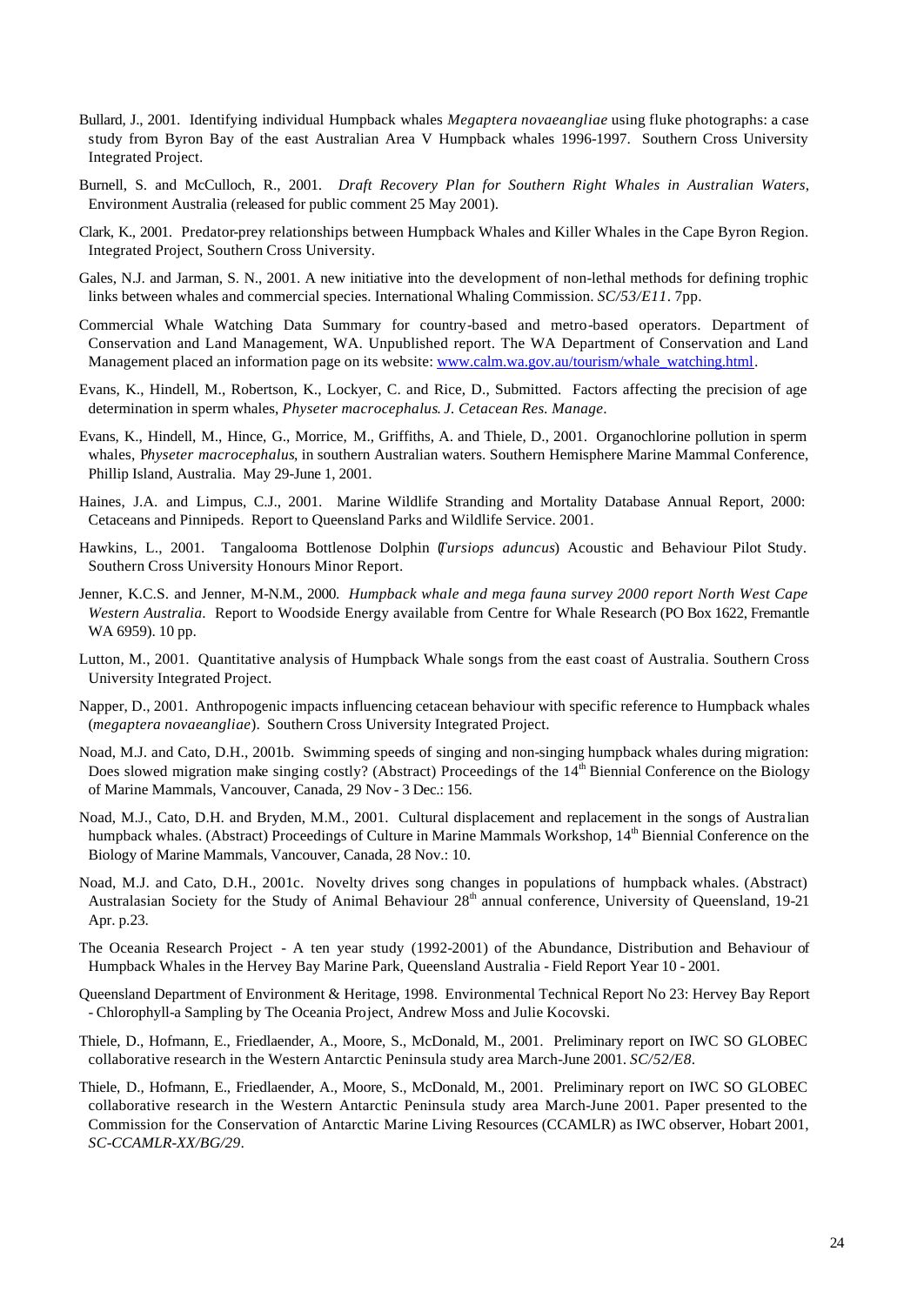Bullard, J., 2001. Identifying individual Humpback whales *Megaptera novaeangliae* using fluke photographs: a case study from Byron Bay of the east Australian Area V Humpback whales 1996-1997. Southern Cross University Integrated Project.

Burnell, S. and McCulloch, R., 2001. *Draft Recovery Plan for Southern Right Whales in Australian Waters*, Environment Australia (released for public comment 25 May 2001).

Clark, K., 2001. Predator-prey relationships between Humpback Whales and Killer Whales in the Cape Byron Region. Integrated Project, Southern Cross University.

Gales, N.J. and Jarman, S. N., 2001. A new initiative into the development of non-lethal methods for defining trophic links between whales and commercial species. International Whaling Commission. *SC/53/E11*. 7pp.

Commercial Whale Watching Data Summary for country-based and metro-based operators. Department of Conservation and Land Management, WA. Unpublished report. The WA Department of Conservation and Land Management placed an information page on its website: www.calm.wa.gov.au/tourism/whale_watching.html.

Evans, K., Hindell, M., Robertson, K., Lockyer, C. and Rice, D., Submitted. Factors affecting the precision of age determination in sperm whales, *Physeter macrocephalus*. *J. Cetacean Res. Manage*.

Evans, K., Hindell, M., Hince, G., Morrice, M., Griffiths, A. and Thiele, D., 2001. Organochlorine pollution in sperm whales, *Physeter macrocephalus*, in southern Australian waters. Southern Hemisphere Marine Mammal Conference, Phillip Island, Australia. May 29-June 1, 2001.

Haines, J.A. and Limpus, C.J., 2001. Marine Wildlife Stranding and Mortality Database Annual Report, 2000: Cetaceans and Pinnipeds. Report to Queensland Parks and Wildlife Service. 2001.

Hawkins, L., 2001. Tangalooma Bottlenose Dolphin (*Tursiops aduncus*) Acoustic and Behaviour Pilot Study. Southern Cross University Honours Minor Report.

Jenner, K.C.S. and Jenner, M-N.M., 2000. *Humpback whale and mega fauna survey 2000 report North West Cape Western Australia*. Report to Woodside Energy available from Centre for Whale Research (PO Box 1622, Fremantle WA 6959). 10 pp.

Lutton, M., 2001. Quantitative analysis of Humpback Whale songs from the east coast of Australia. Southern Cross University Integrated Project.

Napper, D., 2001. Anthropogenic impacts influencing cetacean behaviour with specific reference to Humpback whales (*megaptera novaeangliae*). Southern Cross University Integrated Project.

Noad, M.J. and Cato, D.H., 2001b. Swimming speeds of singing and non-singing humpback whales during migration: Does slowed migration make singing costly? (Abstract) Proceedings of the 14th Biennial Conference on the Biology of Marine Mammals, Vancouver, Canada, 29 Nov - 3 Dec.: 156.

Noad, M.J., Cato, D.H. and Bryden, M.M., 2001. Cultural displacement and replacement in the songs of Australian humpback whales. (Abstract) Proceedings of Culture in Marine Mammals Workshop, 14th Biennial Conference on the Biology of Marine Mammals, Vancouver, Canada, 28 Nov.: 10.

Noad, M.J. and Cato, D.H., 2001c. Novelty drives song changes in populations of humpback whales. (Abstract) Australasian Society for the Study of Animal Behaviour 28th annual conference, University of Queensland, 19-21 Apr. p.23.

The Oceania Research Project - A ten year study (1992-2001) of the Abundance, Distribution and Behaviour of Humpback Whales in the Hervey Bay Marine Park, Queensland Australia - Field Report Year 10 - 2001.

Queensland Department of Environment & Heritage, 1998. Environmental Technical Report No 23: Hervey Bay Report - Chlorophyll-a Sampling by The Oceania Project, Andrew Moss and Julie Kocovski.

Thiele, D., Hofmann, E., Friedlaender, A., Moore, S., McDonald, M., 2001. Preliminary report on IWC SO GLOBEC collaborative research in the Western Antarctic Peninsula study area March-June 2001. *SC/52/E8*.

Thiele, D., Hofmann, E., Friedlaender, A., Moore, S., McDonald, M., 2001. Preliminary report on IWC SO GLOBEC collaborative research in the Western Antarctic Peninsula study area March-June 2001. Paper presented to the Commission for the Conservation of Antarctic Marine Living Resources (CCAMLR) as IWC observer, Hobart 2001, *SC-CCAMLR-XX/BG/29*.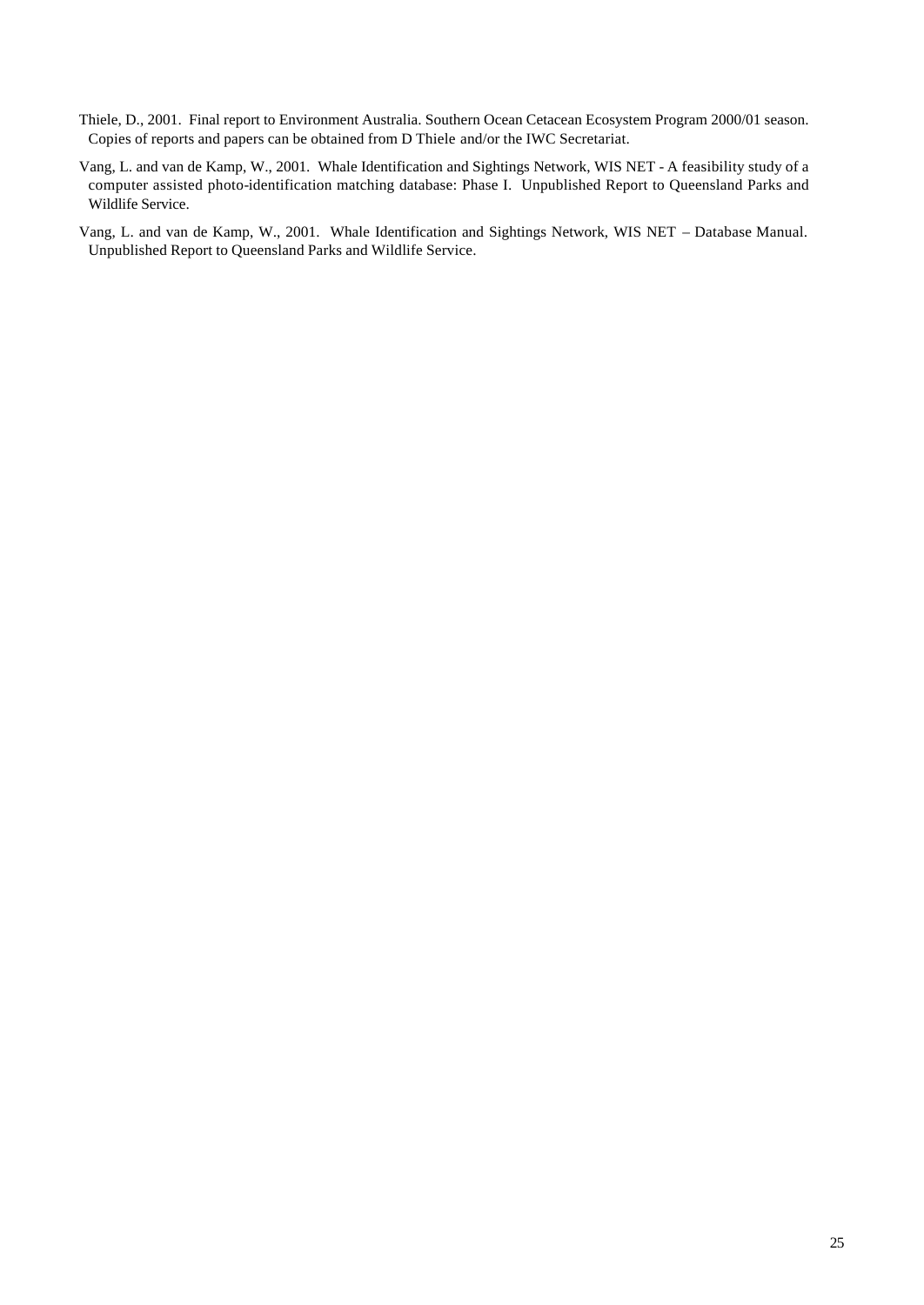Thiele, D., 2001. Final report to Environment Australia. Southern Ocean Cetacean Ecosystem Program 2000/01 season. Copies of reports and papers can be obtained from D Thiele and/or the IWC Secretariat.

Vang, L. and van de Kamp, W., 2001. Whale Identification and Sightings Network, WIS NET - A feasibility study of a computer assisted photo-identification matching database: Phase I. Unpublished Report to Queensland Parks and Wildlife Service.

Vang, L. and van de Kamp, W., 2001. Whale Identification and Sightings Network, WIS NET – Database Manual. Unpublished Report to Queensland Parks and Wildlife Service.